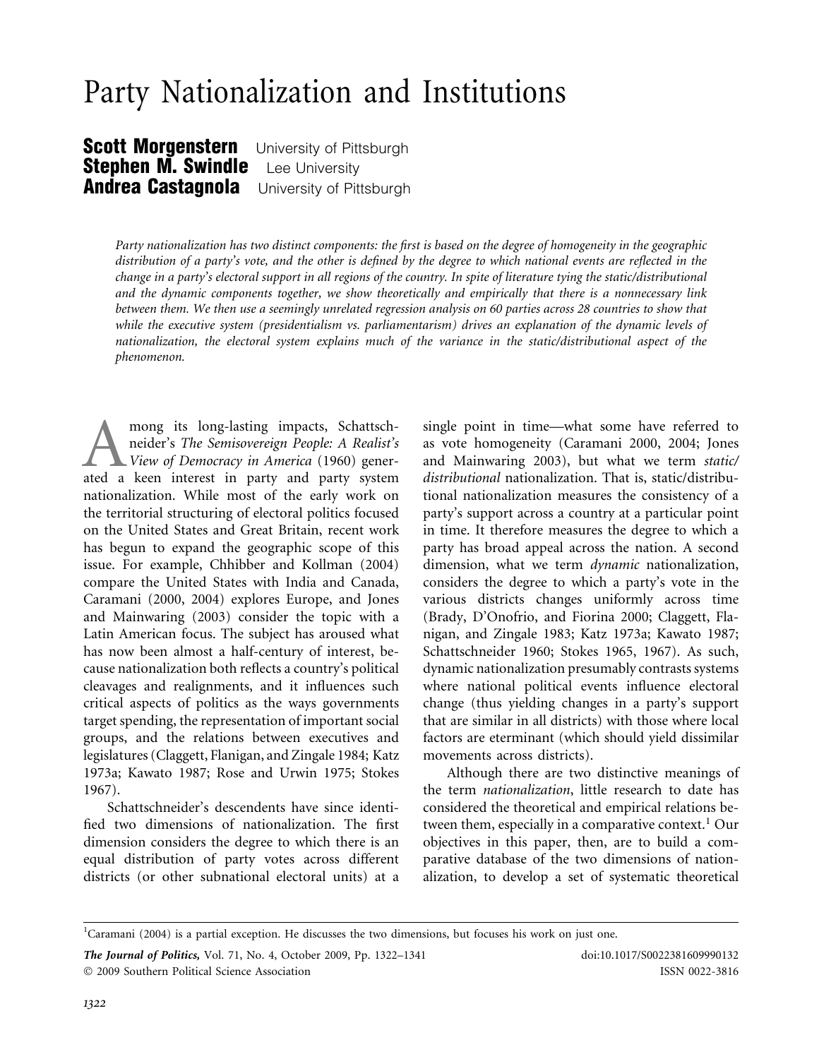# Party Nationalization and Institutions

**Scott Morgenstern** University of Pittsburgh
**Stephen M. Swindle** Lee University
**Andrea Castagnola** University of Pittsburgh

*Party nationalization has two distinct components: the first is based on the degree of homogeneity in the geographic distribution of a party's vote, and the other is defined by the degree to which national events are reflected in the change in a party's electoral support in all regions of the country. In spite of literature tying the static/distributional and the dynamic components together, we show theoretically and empirically that there is a nonnecessary link between them. We then use a seemingly unrelated regression analysis on 60 parties across 28 countries to show that while the executive system (presidentialism vs. parliamentarism) drives an explanation of the dynamic levels of nationalization, the electoral system explains much of the variance in the static/distributional aspect of the phenomenon.*

Among its long-lasting impacts, Schattschneider's *The Semisovereign People: A Realist's View of Democracy in America* (1960) generated a keen interest in party and party system nationalization. While most of the early work on the territorial structuring of electoral politics focused on the United States and Great Britain, recent work has begun to expand the geographic scope of this issue. For example, Chhibber and Kollman (2004) compare the United States with India and Canada, Caramani (2000, 2004) explores Europe, and Jones and Mainwaring (2003) consider the topic with a Latin American focus. The subject has aroused what has now been almost a half-century of interest, because nationalization both reflects a country's political cleavages and realignments, and it influences such critical aspects of politics as the ways governments target spending, the representation of important social groups, and the relations between executives and legislatures (Claggett, Flanigan, and Zingale 1984; Katz 1973a; Kawato 1987; Rose and Urwin 1975; Stokes 1967).

Schattschneider's descendents have since identified two dimensions of nationalization. The first dimension considers the degree to which there is an equal distribution of party votes across different districts (or other subnational electoral units) at a single point in time—what some have referred to as vote homogeneity (Caramani 2000, 2004; Jones and Mainwaring 2003), but what we term *static/distributional* nationalization. That is, static/distributional nationalization measures the consistency of a party's support across a country at a particular point in time. It therefore measures the degree to which a party has broad appeal across the nation. A second dimension, what we term *dynamic* nationalization, considers the degree to which a party's vote in the various districts changes uniformly across time (Brady, D'Onofrio, and Fiorina 2000; Claggett, Flanigan, and Zingale 1983; Katz 1973a; Kawato 1987; Schattschneider 1960; Stokes 1965, 1967). As such, dynamic nationalization presumably contrasts systems where national political events influence electoral change (thus yielding changes in a party's support that are similar in all districts) with those where local factors are eterminant (which should yield dissimilar movements across districts).

Although there are two distinctive meanings of the term *nationalization*, little research to date has considered the theoretical and empirical relations between them, especially in a comparative context.[1] Our objectives in this paper, then, are to build a comparative database of the two dimensions of nationalization, to develop a set of systematic theoretical

[1] Caramani (2004) is a partial exception. He discusses the two dimensions, but focuses his work on just one.

*The Journal of Politics,* Vol. 71, No. 4, October 2009, Pp. 1322–1341 doi:10.1017/S0022381609990132
© 2009 Southern Political Science Association ISSN 0022-3816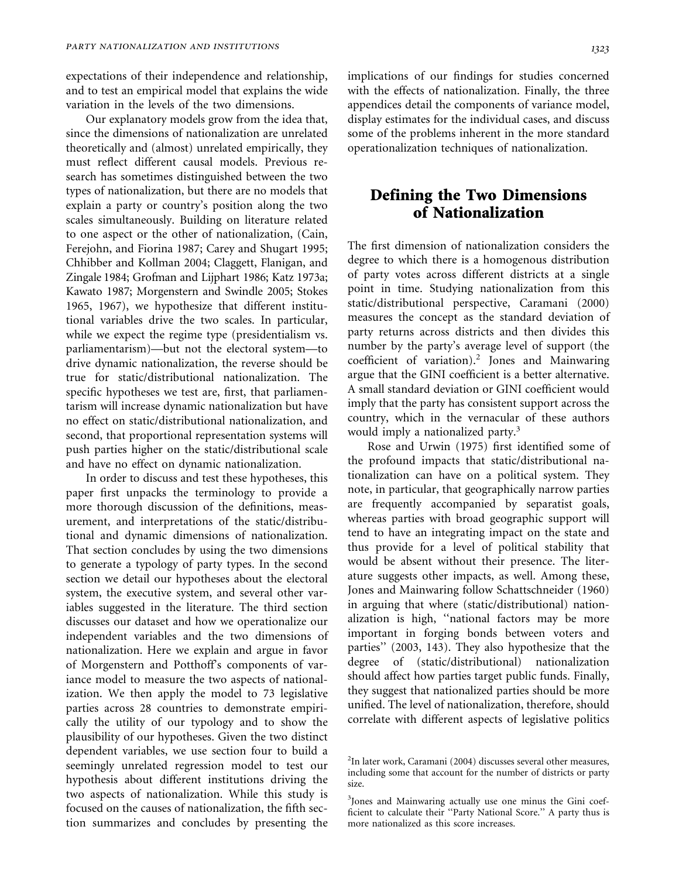expectations of their independence and relationship, and to test an empirical model that explains the wide variation in the levels of the two dimensions.

Our explanatory models grow from the idea that, since the dimensions of nationalization are unrelated theoretically and (almost) unrelated empirically, they must reflect different causal models. Previous research has sometimes distinguished between the two types of nationalization, but there are no models that explain a party or country's position along the two scales simultaneously. Building on literature related to one aspect or the other of nationalization, (Cain, Ferejohn, and Fiorina 1987; Carey and Shugart 1995; Chhibber and Kollman 2004; Claggett, Flanigan, and Zingale 1984; Grofman and Lijphart 1986; Katz 1973a; Kawato 1987; Morgenstern and Swindle 2005; Stokes 1965, 1967), we hypothesize that different institutional variables drive the two scales. In particular, while we expect the regime type (presidentialism vs. parliamentarism)—but not the electoral system—to drive dynamic nationalization, the reverse should be true for static/distributional nationalization. The specific hypotheses we test are, first, that parliamentarism will increase dynamic nationalization but have no effect on static/distributional nationalization, and second, that proportional representation systems will push parties higher on the static/distributional scale and have no effect on dynamic nationalization.

In order to discuss and test these hypotheses, this paper first unpacks the terminology to provide a more thorough discussion of the definitions, measurement, and interpretations of the static/distributional and dynamic dimensions of nationalization. That section concludes by using the two dimensions to generate a typology of party types. In the second section we detail our hypotheses about the electoral system, the executive system, and several other variables suggested in the literature. The third section discusses our dataset and how we operationalize our independent variables and the two dimensions of nationalization. Here we explain and argue in favor of Morgenstern and Potthoff's components of variance model to measure the two aspects of nationalization. We then apply the model to 73 legislative parties across 28 countries to demonstrate empirically the utility of our typology and to show the plausibility of our hypotheses. Given the two distinct dependent variables, we use section four to build a seemingly unrelated regression model to test our hypothesis about different institutions driving the two aspects of nationalization. While this study is focused on the causes of nationalization, the fifth section summarizes and concludes by presenting the implications of our findings for studies concerned with the effects of nationalization. Finally, the three appendices detail the components of variance model, display estimates for the individual cases, and discuss some of the problems inherent in the more standard operationalization techniques of nationalization.

## Defining the Two Dimensions of Nationalization

The first dimension of nationalization considers the degree to which there is a homogenous distribution of party votes across different districts at a single point in time. Studying nationalization from this static/distributional perspective, Caramani (2000) measures the concept as the standard deviation of party returns across districts and then divides this number by the party's average level of support (the coefficient of variation).[2] Jones and Mainwaring argue that the GINI coefficient is a better alternative. A small standard deviation or GINI coefficient would imply that the party has consistent support across the country, which in the vernacular of these authors would imply a nationalized party.[3]

Rose and Urwin (1975) first identified some of the profound impacts that static/distributional nationalization can have on a political system. They note, in particular, that geographically narrow parties are frequently accompanied by separatist goals, whereas parties with broad geographic support will tend to have an integrating impact on the state and thus provide for a level of political stability that would be absent without their presence. The literature suggests other impacts, as well. Among these, Jones and Mainwaring follow Schattschneider (1960) in arguing that where (static/distributional) nationalization is high, ''national factors may be more important in forging bonds between voters and parties'' (2003, 143). They also hypothesize that the degree of (static/distributional) nationalization should affect how parties target public funds. Finally, they suggest that nationalized parties should be more unified. The level of nationalization, therefore, should correlate with different aspects of legislative politics

[2] In later work, Caramani (2004) discusses several other measures, including some that account for the number of districts or party size.

[3] Jones and Mainwaring actually use one minus the Gini coefficient to calculate their ''Party National Score.'' A party thus is more nationalized as this score increases.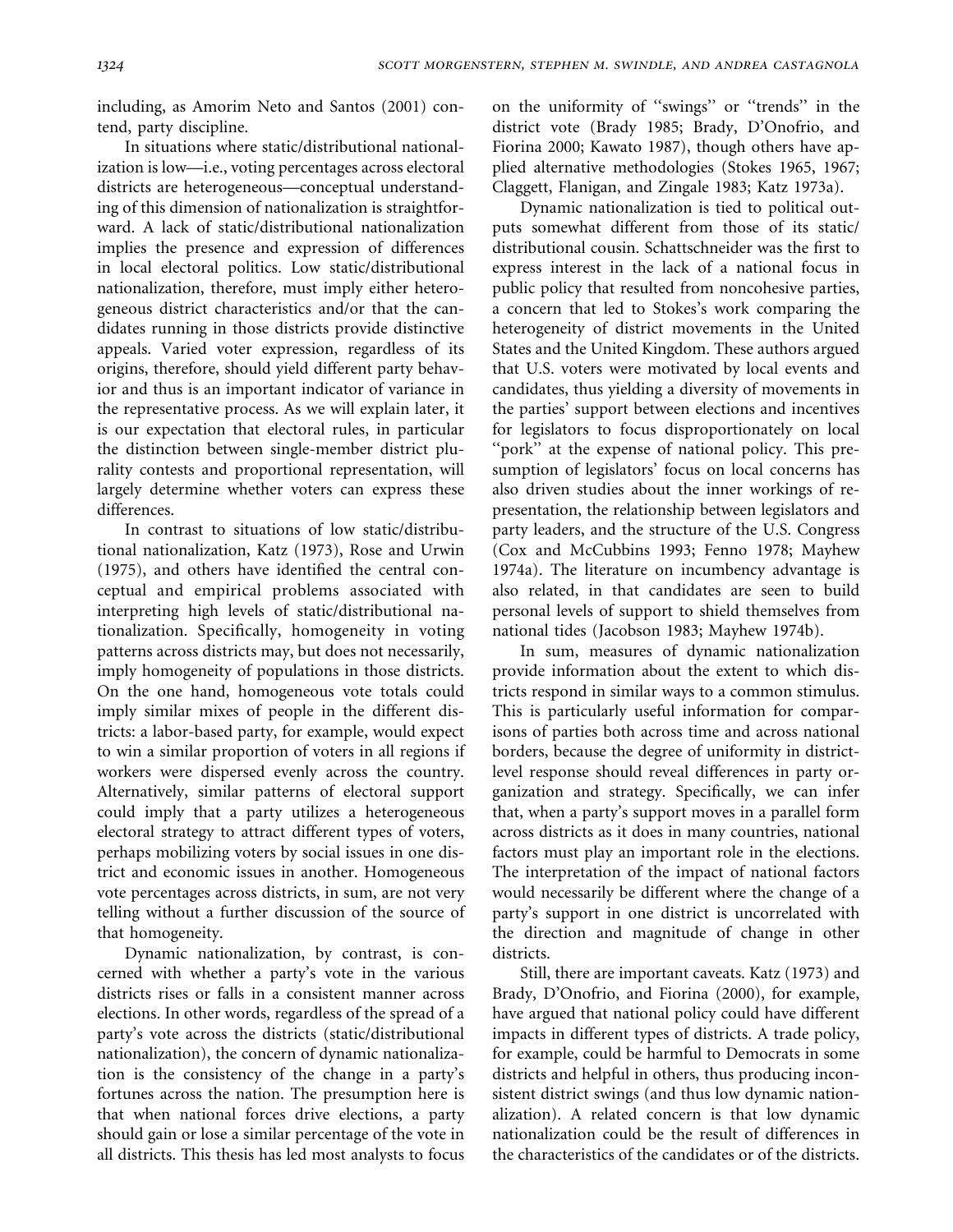including, as Amorim Neto and Santos (2001) contend, party discipline.

In situations where static/distributional nationalization is low—i.e., voting percentages across electoral districts are heterogeneous—conceptual understanding of this dimension of nationalization is straightforward. A lack of static/distributional nationalization implies the presence and expression of differences in local electoral politics. Low static/distributional nationalization, therefore, must imply either heterogeneous district characteristics and/or that the candidates running in those districts provide distinctive appeals. Varied voter expression, regardless of its origins, therefore, should yield different party behavior and thus is an important indicator of variance in the representative process. As we will explain later, it is our expectation that electoral rules, in particular the distinction between single-member district plurality contests and proportional representation, will largely determine whether voters can express these differences.

In contrast to situations of low static/distributional nationalization, Katz (1973), Rose and Urwin (1975), and others have identified the central conceptual and empirical problems associated with interpreting high levels of static/distributional nationalization. Specifically, homogeneity in voting patterns across districts may, but does not necessarily, imply homogeneity of populations in those districts. On the one hand, homogeneous vote totals could imply similar mixes of people in the different districts: a labor-based party, for example, would expect to win a similar proportion of voters in all regions if workers were dispersed evenly across the country. Alternatively, similar patterns of electoral support could imply that a party utilizes a heterogeneous electoral strategy to attract different types of voters, perhaps mobilizing voters by social issues in one district and economic issues in another. Homogeneous vote percentages across districts, in sum, are not very telling without a further discussion of the source of that homogeneity.

Dynamic nationalization, by contrast, is concerned with whether a party's vote in the various districts rises or falls in a consistent manner across elections. In other words, regardless of the spread of a party's vote across the districts (static/distributional nationalization), the concern of dynamic nationalization is the consistency of the change in a party's fortunes across the nation. The presumption here is that when national forces drive elections, a party should gain or lose a similar percentage of the vote in all districts. This thesis has led most analysts to focus on the uniformity of "swings" or "trends" in the district vote (Brady 1985; Brady, D'Onofrio, and Fiorina 2000; Kawato 1987), though others have applied alternative methodologies (Stokes 1965, 1967; Claggett, Flanigan, and Zingale 1983; Katz 1973a).

Dynamic nationalization is tied to political outputs somewhat different from those of its static/distributional cousin. Schattschneider was the first to express interest in the lack of a national focus in public policy that resulted from noncohesive parties, a concern that led to Stokes's work comparing the heterogeneity of district movements in the United States and the United Kingdom. These authors argued that U.S. voters were motivated by local events and candidates, thus yielding a diversity of movements in the parties' support between elections and incentives for legislators to focus disproportionately on local "pork" at the expense of national policy. This presumption of legislators' focus on local concerns has also driven studies about the inner workings of representation, the relationship between legislators and party leaders, and the structure of the U.S. Congress (Cox and McCubbins 1993; Fenno 1978; Mayhew 1974a). The literature on incumbency advantage is also related, in that candidates are seen to build personal levels of support to shield themselves from national tides (Jacobson 1983; Mayhew 1974b).

In sum, measures of dynamic nationalization provide information about the extent to which districts respond in similar ways to a common stimulus. This is particularly useful information for comparisons of parties both across time and across national borders, because the degree of uniformity in district-level response should reveal differences in party organization and strategy. Specifically, we can infer that, when a party's support moves in a parallel form across districts as it does in many countries, national factors must play an important role in the elections. The interpretation of the impact of national factors would necessarily be different where the change of a party's support in one district is uncorrelated with the direction and magnitude of change in other districts.

Still, there are important caveats. Katz (1973) and Brady, D'Onofrio, and Fiorina (2000), for example, have argued that national policy could have different impacts in different types of districts. A trade policy, for example, could be harmful to Democrats in some districts and helpful in others, thus producing inconsistent district swings (and thus low dynamic nationalization). A related concern is that low dynamic nationalization could be the result of differences in the characteristics of the candidates or of the districts.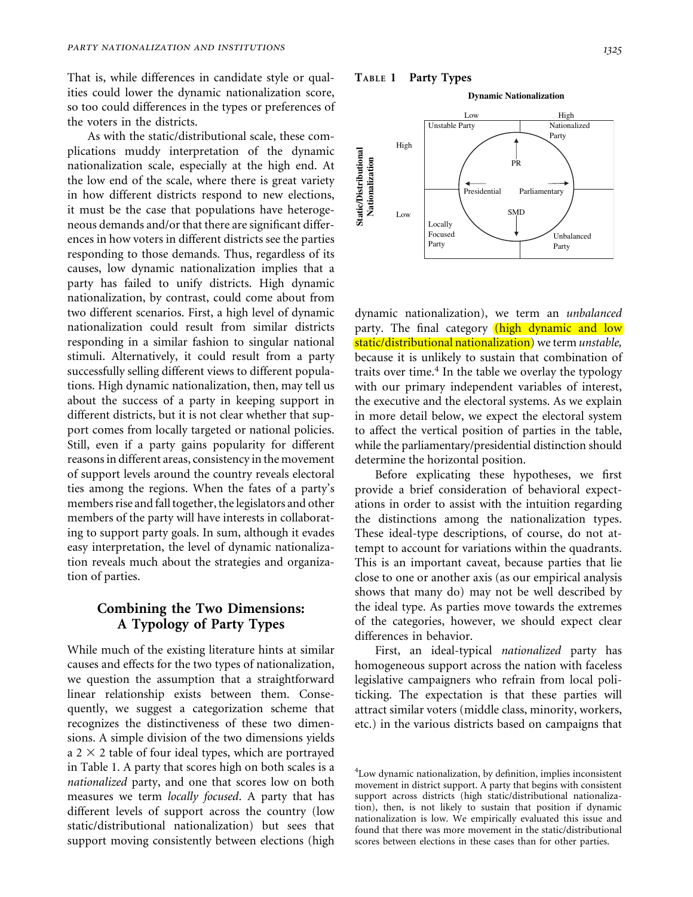That is, while differences in candidate style or qualities could lower the dynamic nationalization score, so too could differences in the types or preferences of the voters in the districts.

As with the static/distributional scale, these complications muddy interpretation of the dynamic nationalization scale, especially at the high end. At the low end of the scale, where there is great variety in how different districts respond to new elections, it must be the case that populations have heterogeneous demands and/or that there are significant differences in how voters in different districts see the parties responding to those demands. Thus, regardless of its causes, low dynamic nationalization implies that a party has failed to unify districts. High dynamic nationalization, by contrast, could come about from two different scenarios. First, a high level of dynamic nationalization could result from similar districts responding in a similar fashion to singular national stimuli. Alternatively, it could result from a party successfully selling different views to different populations. High dynamic nationalization, then, may tell us about the success of a party in keeping support in different districts, but it is not clear whether that support comes from locally targeted or national policies. Still, even if a party gains popularity for different reasons in different areas, consistency in the movement of support levels around the country reveals electoral ties among the regions. When the fates of a party's members rise and fall together, the legislators and other members of the party will have interests in collaborating to support party goals. In sum, although it evades easy interpretation, the level of dynamic nationalization reveals much about the strategies and organization of parties.

## Combining the Two Dimensions: A Typology of Party Types

While much of the existing literature hints at similar causes and effects for the two types of nationalization, we question the assumption that a straightforward linear relationship exists between them. Consequently, we suggest a categorization scheme that recognizes the distinctiveness of these two dimensions. A simple division of the two dimensions yields a 2 × 2 table of four ideal types, which are portrayed in Table 1. A party that scores high on both scales is a *nationalized* party, and one that scores low on both measures we term *locally focused*. A party that has different levels of support across the country (low static/distributional nationalization) but sees that support moving consistently between elections (high dynamic nationalization), we term an *unbalanced* party. The final category (high dynamic and low static/distributional nationalization) we term *unstable*, because it is unlikely to sustain that combination of traits over time.[4] In the table we overlay the typology with our primary independent variables of interest, the executive and the electoral systems. As we explain in more detail below, we expect the electoral system to affect the vertical position of parties in the table, while the parliamentary/presidential distinction should determine the horizontal position.

**Table 1 Party Types**

Dynamic Nationalization

Low

High

Static/Distributional Nationalization

High

Low

Unstable Party

Nationalized Party

PR

Presidential

Parliamentary

SMD

Locally Focused Party

Unbalanced Party

Before explicating these hypotheses, we first provide a brief consideration of behavioral expectations in order to assist with the intuition regarding the distinctions among the nationalization types. These ideal-type descriptions, of course, do not attempt to account for variations within the quadrants. This is an important caveat, because parties that lie close to one or another axis (as our empirical analysis shows that many do) may not be well described by the ideal type. As parties move towards the extremes of the categories, however, we should expect clear differences in behavior.

First, an ideal-typical *nationalized* party has homogeneous support across the nation with faceless legislative campaigners who refrain from local politicking. The expectation is that these parties will attract similar voters (middle class, minority, workers, etc.) in the various districts based on campaigns that

[4] Low dynamic nationalization, by definition, implies inconsistent movement in district support. A party that begins with consistent support across districts (high static/distributional nationalization), then, is not likely to sustain that position if dynamic nationalization is low. We empirically evaluated this issue and found that there was more movement in the static/distributional scores between elections in these cases than for other parties.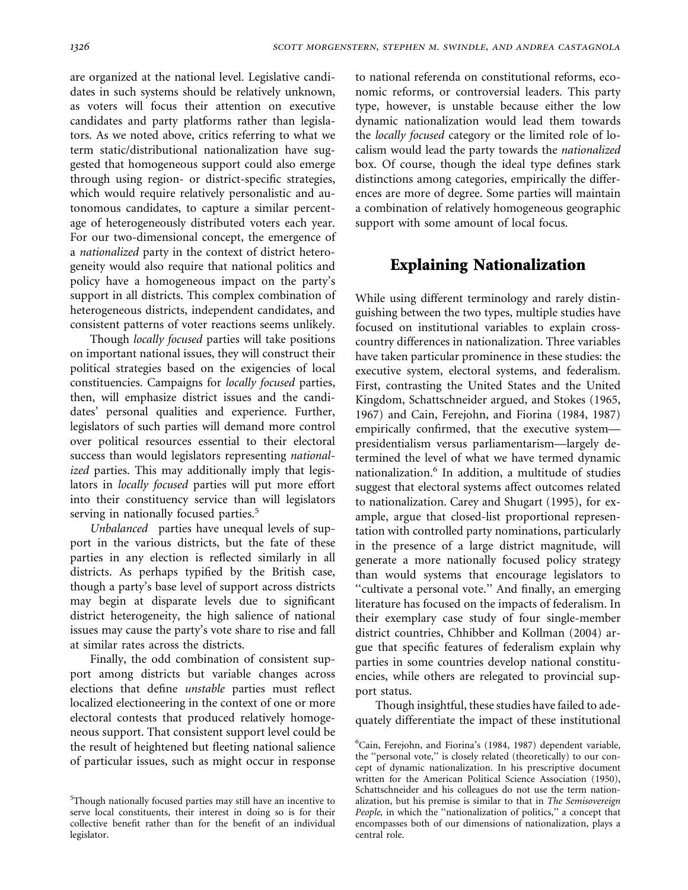are organized at the national level. Legislative candidates in such systems should be relatively unknown, as voters will focus their attention on executive candidates and party platforms rather than legislators. As we noted above, critics referring to what we term static/distributional nationalization have suggested that homogeneous support could also emerge through using region- or district-specific strategies, which would require relatively personalistic and autonomous candidates, to capture a similar percentage of heterogeneously distributed voters each year. For our two-dimensional concept, the emergence of a *nationalized* party in the context of district heterogeneity would also require that national politics and policy have a homogeneous impact on the party's support in all districts. This complex combination of heterogeneous districts, independent candidates, and consistent patterns of voter reactions seems unlikely.

Though *locally focused* parties will take positions on important national issues, they will construct their political strategies based on the exigencies of local constituencies. Campaigns for *locally focused* parties, then, will emphasize district issues and the candidates' personal qualities and experience. Further, legislators of such parties will demand more control over political resources essential to their electoral success than would legislators representing *nationalized* parties. This may additionally imply that legislators in *locally focused* parties will put more effort into their constituency service than will legislators serving in nationally focused parties.[5]

*Unbalanced* parties have unequal levels of support in the various districts, but the fate of these parties in any election is reflected similarly in all districts. As perhaps typified by the British case, though a party's base level of support across districts may begin at disparate levels due to significant district heterogeneity, the high salience of national issues may cause the party's vote share to rise and fall at similar rates across the districts.

Finally, the odd combination of consistent support among districts but variable changes across elections that define *unstable* parties must reflect localized electioneering in the context of one or more electoral contests that produced relatively homogeneous support. That consistent support level could be the result of heightened but fleeting national salience of particular issues, such as might occur in response to national referenda on constitutional reforms, economic reforms, or controversial leaders. This party type, however, is unstable because either the low dynamic nationalization would lead them towards the *locally focused* category or the limited role of localism would lead the party towards the *nationalized* box. Of course, though the ideal type defines stark distinctions among categories, empirically the differences are more of degree. Some parties will maintain a combination of relatively homogeneous geographic support with some amount of local focus.

## Explaining Nationalization

While using different terminology and rarely distinguishing between the two types, multiple studies have focused on institutional variables to explain cross-country differences in nationalization. Three variables have taken particular prominence in these studies: the executive system, electoral systems, and federalism. First, contrasting the United States and the United Kingdom, Schattschneider argued, and Stokes (1965, 1967) and Cain, Ferejohn, and Fiorina (1984, 1987) empirically confirmed, that the executive system—presidentialism versus parliamentarism—largely determined the level of what we have termed dynamic nationalization.[6] In addition, a multitude of studies suggest that electoral systems affect outcomes related to nationalization. Carey and Shugart (1995), for example, argue that closed-list proportional representation with controlled party nominations, particularly in the presence of a large district magnitude, will generate a more nationally focused policy strategy than would systems that encourage legislators to ''cultivate a personal vote.'' And finally, an emerging literature has focused on the impacts of federalism. In their exemplary case study of four single-member district countries, Chhibber and Kollman (2004) argue that specific features of federalism explain why parties in some countries develop national constituencies, while others are relegated to provincial support status.

Though insightful, these studies have failed to adequately differentiate the impact of these institutional

---

[5]Though nationally focused parties may still have an incentive to serve local constituents, their interest in doing so is for their collective benefit rather than for the benefit of an individual legislator.

[6]Cain, Ferejohn, and Fiorina's (1984, 1987) dependent variable, the ''personal vote,'' is closely related (theoretically) to our concept of dynamic nationalization. In his prescriptive document written for the American Political Science Association (1950), Schattschneider and his colleagues do not use the term nationalization, but his premise is similar to that in *The Semisovereign People*, in which the ''nationalization of politics,'' a concept that encompasses both of our dimensions of nationalization, plays a central role.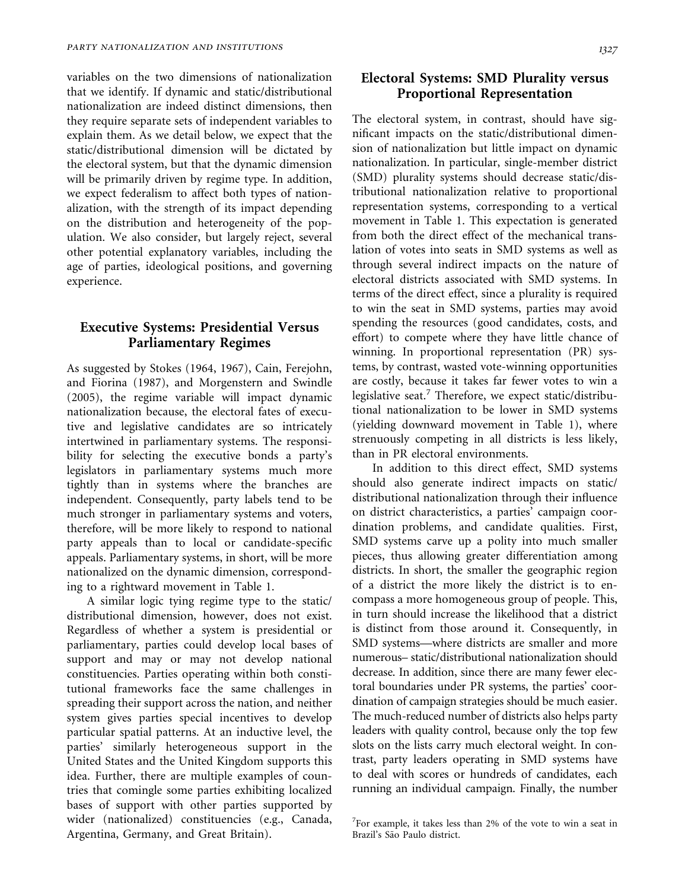variables on the two dimensions of nationalization that we identify. If dynamic and static/distributional nationalization are indeed distinct dimensions, then they require separate sets of independent variables to explain them. As we detail below, we expect that the static/distributional dimension will be dictated by the electoral system, but that the dynamic dimension will be primarily driven by regime type. In addition, we expect federalism to affect both types of nationalization, with the strength of its impact depending on the distribution and heterogeneity of the population. We also consider, but largely reject, several other potential explanatory variables, including the age of parties, ideological positions, and governing experience.

## Executive Systems: Presidential Versus Parliamentary Regimes

As suggested by Stokes (1964, 1967), Cain, Ferejohn, and Fiorina (1987), and Morgenstern and Swindle (2005), the regime variable will impact dynamic nationalization because, the electoral fates of executive and legislative candidates are so intricately intertwined in parliamentary systems. The responsibility for selecting the executive bonds a party's legislators in parliamentary systems much more tightly than in systems where the branches are independent. Consequently, party labels tend to be much stronger in parliamentary systems and voters, therefore, will be more likely to respond to national party appeals than to local or candidate-specific appeals. Parliamentary systems, in short, will be more nationalized on the dynamic dimension, corresponding to a rightward movement in Table 1.

A similar logic tying regime type to the static/distributional dimension, however, does not exist. Regardless of whether a system is presidential or parliamentary, parties could develop local bases of support and may or may not develop national constituencies. Parties operating within both constitutional frameworks face the same challenges in spreading their support across the nation, and neither system gives parties special incentives to develop particular spatial patterns. At an inductive level, the parties' similarly heterogeneous support in the United States and the United Kingdom supports this idea. Further, there are multiple examples of countries that comingle some parties exhibiting localized bases of support with other parties supported by wider (nationalized) constituencies (e.g., Canada, Argentina, Germany, and Great Britain).

## Electoral Systems: SMD Plurality versus Proportional Representation

The electoral system, in contrast, should have significant impacts on the static/distributional dimension of nationalization but little impact on dynamic nationalization. In particular, single-member district (SMD) plurality systems should decrease static/distributional nationalization relative to proportional representation systems, corresponding to a vertical movement in Table 1. This expectation is generated from both the direct effect of the mechanical translation of votes into seats in SMD systems as well as through several indirect impacts on the nature of electoral districts associated with SMD systems. In terms of the direct effect, since a plurality is required to win the seat in SMD systems, parties may avoid spending the resources (good candidates, costs, and effort) to compete where they have little chance of winning. In proportional representation (PR) systems, by contrast, wasted vote-winning opportunities are costly, because it takes far fewer votes to win a legislative seat.[7] Therefore, we expect static/distributional nationalization to be lower in SMD systems (yielding downward movement in Table 1), where strenuously competing in all districts is less likely, than in PR electoral environments.

In addition to this direct effect, SMD systems should also generate indirect impacts on static/distributional nationalization through their influence on district characteristics, a parties' campaign coordination problems, and candidate qualities. First, SMD systems carve up a polity into much smaller pieces, thus allowing greater differentiation among districts. In short, the smaller the geographic region of a district the more likely the district is to encompass a more homogeneous group of people. This, in turn should increase the likelihood that a district is distinct from those around it. Consequently, in SMD systems—where districts are smaller and more numerous– static/distributional nationalization should decrease. In addition, since there are many fewer electoral boundaries under PR systems, the parties' coordination of campaign strategies should be much easier. The much-reduced number of districts also helps party leaders with quality control, because only the top few slots on the lists carry much electoral weight. In contrast, party leaders operating in SMD systems have to deal with scores or hundreds of candidates, each running an individual campaign. Finally, the number

[7]For example, it takes less than 2% of the vote to win a seat in Brazil's São Paulo district.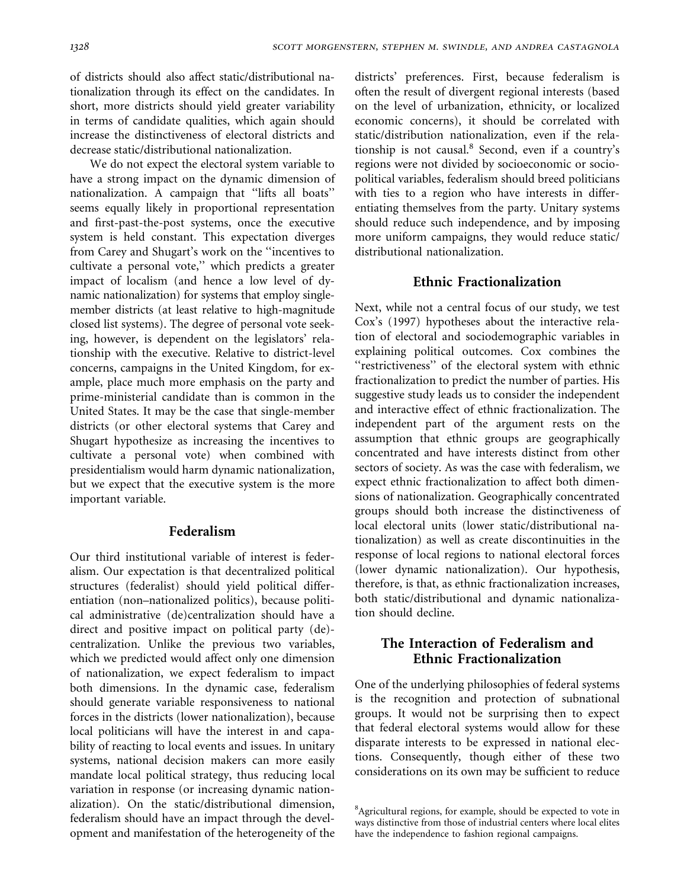of districts should also affect static/distributional nationalization through its effect on the candidates. In short, more districts should yield greater variability in terms of candidate qualities, which again should increase the distinctiveness of electoral districts and decrease static/distributional nationalization.

We do not expect the electoral system variable to have a strong impact on the dynamic dimension of nationalization. A campaign that "lifts all boats" seems equally likely in proportional representation and first-past-the-post systems, once the executive system is held constant. This expectation diverges from Carey and Shugart's work on the "incentives to cultivate a personal vote," which predicts a greater impact of localism (and hence a low level of dynamic nationalization) for systems that employ single-member districts (at least relative to high-magnitude closed list systems). The degree of personal vote seeking, however, is dependent on the legislators' relationship with the executive. Relative to district-level concerns, campaigns in the United Kingdom, for example, place much more emphasis on the party and prime-ministerial candidate than is common in the United States. It may be the case that single-member districts (or other electoral systems that Carey and Shugart hypothesize as increasing the incentives to cultivate a personal vote) when combined with presidentialism would harm dynamic nationalization, but we expect that the executive system is the more important variable.

## Federalism

Our third institutional variable of interest is federalism. Our expectation is that decentralized political structures (federalist) should yield political differentiation (non–nationalized politics), because political administrative (de)centralization should have a direct and positive impact on political party (de)centralization. Unlike the previous two variables, which we predicted would affect only one dimension of nationalization, we expect federalism to impact both dimensions. In the dynamic case, federalism should generate variable responsiveness to national forces in the districts (lower nationalization), because local politicians will have the interest in and capability of reacting to local events and issues. In unitary systems, national decision makers can more easily mandate local political strategy, thus reducing local variation in response (or increasing dynamic nationalization). On the static/distributional dimension, federalism should have an impact through the development and manifestation of the heterogeneity of the districts' preferences. First, because federalism is often the result of divergent regional interests (based on the level of urbanization, ethnicity, or localized economic concerns), it should be correlated with static/distribution nationalization, even if the relationship is not causal.[8] Second, even if a country's regions were not divided by socioeconomic or sociopolitical variables, federalism should breed politicians with ties to a region who have interests in differentiating themselves from the party. Unitary systems should reduce such independence, and by imposing more uniform campaigns, they would reduce static/distributional nationalization.

## Ethnic Fractionalization

Next, while not a central focus of our study, we test Cox's (1997) hypotheses about the interactive relation of electoral and sociodemographic variables in explaining political outcomes. Cox combines the "restrictiveness" of the electoral system with ethnic fractionalization to predict the number of parties. His suggestive study leads us to consider the independent and interactive effect of ethnic fractionalization. The independent part of the argument rests on the assumption that ethnic groups are geographically concentrated and have interests distinct from other sectors of society. As was the case with federalism, we expect ethnic fractionalization to affect both dimensions of nationalization. Geographically concentrated groups should both increase the distinctiveness of local electoral units (lower static/distributional nationalization) as well as create discontinuities in the response of local regions to national electoral forces (lower dynamic nationalization). Our hypothesis, therefore, is that, as ethnic fractionalization increases, both static/distributional and dynamic nationalization should decline.

## The Interaction of Federalism and Ethnic Fractionalization

One of the underlying philosophies of federal systems is the recognition and protection of subnational groups. It would not be surprising then to expect that federal electoral systems would allow for these disparate interests to be expressed in national elections. Consequently, though either of these two considerations on its own may be sufficient to reduce

[8]Agricultural regions, for example, should be expected to vote in ways distinctive from those of industrial centers where local elites have the independence to fashion regional campaigns.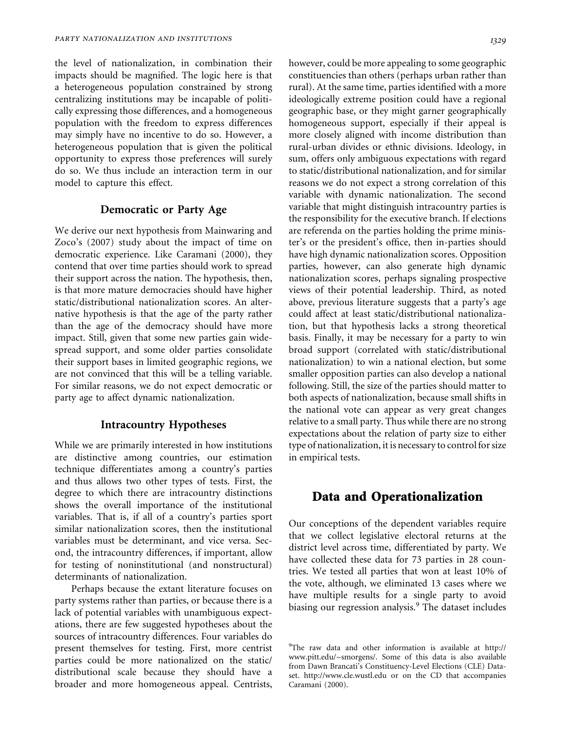the level of nationalization, in combination their impacts should be magnified. The logic here is that a heterogeneous population constrained by strong centralizing institutions may be incapable of politically expressing those differences, and a homogeneous population with the freedom to express differences may simply have no incentive to do so. However, a heterogeneous population that is given the political opportunity to express those preferences will surely do so. We thus include an interaction term in our model to capture this effect.

### Democratic or Party Age

We derive our next hypothesis from Mainwaring and Zoco's (2007) study about the impact of time on democratic experience. Like Caramani (2000), they contend that over time parties should work to spread their support across the nation. The hypothesis, then, is that more mature democracies should have higher static/distributional nationalization scores. An alternative hypothesis is that the age of the party rather than the age of the democracy should have more impact. Still, given that some new parties gain widespread support, and some older parties consolidate their support bases in limited geographic regions, we are not convinced that this will be a telling variable. For similar reasons, we do not expect democratic or party age to affect dynamic nationalization.

### Intracountry Hypotheses

While we are primarily interested in how institutions are distinctive among countries, our estimation technique differentiates among a country's parties and thus allows two other types of tests. First, the degree to which there are intracountry distinctions shows the overall importance of the institutional variables. That is, if all of a country's parties sport similar nationalization scores, then the institutional variables must be determinant, and vice versa. Second, the intracountry differences, if important, allow for testing of noninstitutional (and nonstructural) determinants of nationalization.

Perhaps because the extant literature focuses on party systems rather than parties, or because there is a lack of potential variables with unambiguous expectations, there are few suggested hypotheses about the sources of intracountry differences. Four variables do present themselves for testing. First, more centrist parties could be more nationalized on the static/distributional scale because they should have a broader and more homogeneous appeal. Centrists, however, could be more appealing to some geographic constituencies than others (perhaps urban rather than rural). At the same time, parties identified with a more ideologically extreme position could have a regional geographic base, or they might garner geographically homogeneous support, especially if their appeal is more closely aligned with income distribution than rural-urban divides or ethnic divisions. Ideology, in sum, offers only ambiguous expectations with regard to static/distributional nationalization, and for similar reasons we do not expect a strong correlation of this variable with dynamic nationalization. The second variable that might distinguish intracountry parties is the responsibility for the executive branch. If elections are referenda on the parties holding the prime minister's or the president's office, then in-parties should have high dynamic nationalization scores. Opposition parties, however, can also generate high dynamic nationalization scores, perhaps signaling prospective views of their potential leadership. Third, as noted above, previous literature suggests that a party's age could affect at least static/distributional nationalization, but that hypothesis lacks a strong theoretical basis. Finally, it may be necessary for a party to win broad support (correlated with static/distributional nationalization) to win a national election, but some smaller opposition parties can also develop a national following. Still, the size of the parties should matter to both aspects of nationalization, because small shifts in the national vote can appear as very great changes relative to a small party. Thus while there are no strong expectations about the relation of party size to either type of nationalization, it is necessary to control for size in empirical tests.

## Data and Operationalization

Our conceptions of the dependent variables require that we collect legislative electoral returns at the district level across time, differentiated by party. We have collected these data for 73 parties in 28 countries. We tested all parties that won at least 10% of the vote, although, we eliminated 13 cases where we have multiple results for a single party to avoid biasing our regression analysis.[9] The dataset includes

[9]The raw data and other information is available at http://www.pitt.edu/~smorgens/. Some of this data is also available from Dawn Brancati's Constituency-Level Elections (CLE) Dataset. http://www.cle.wustl.edu or on the CD that accompanies Caramani (2000).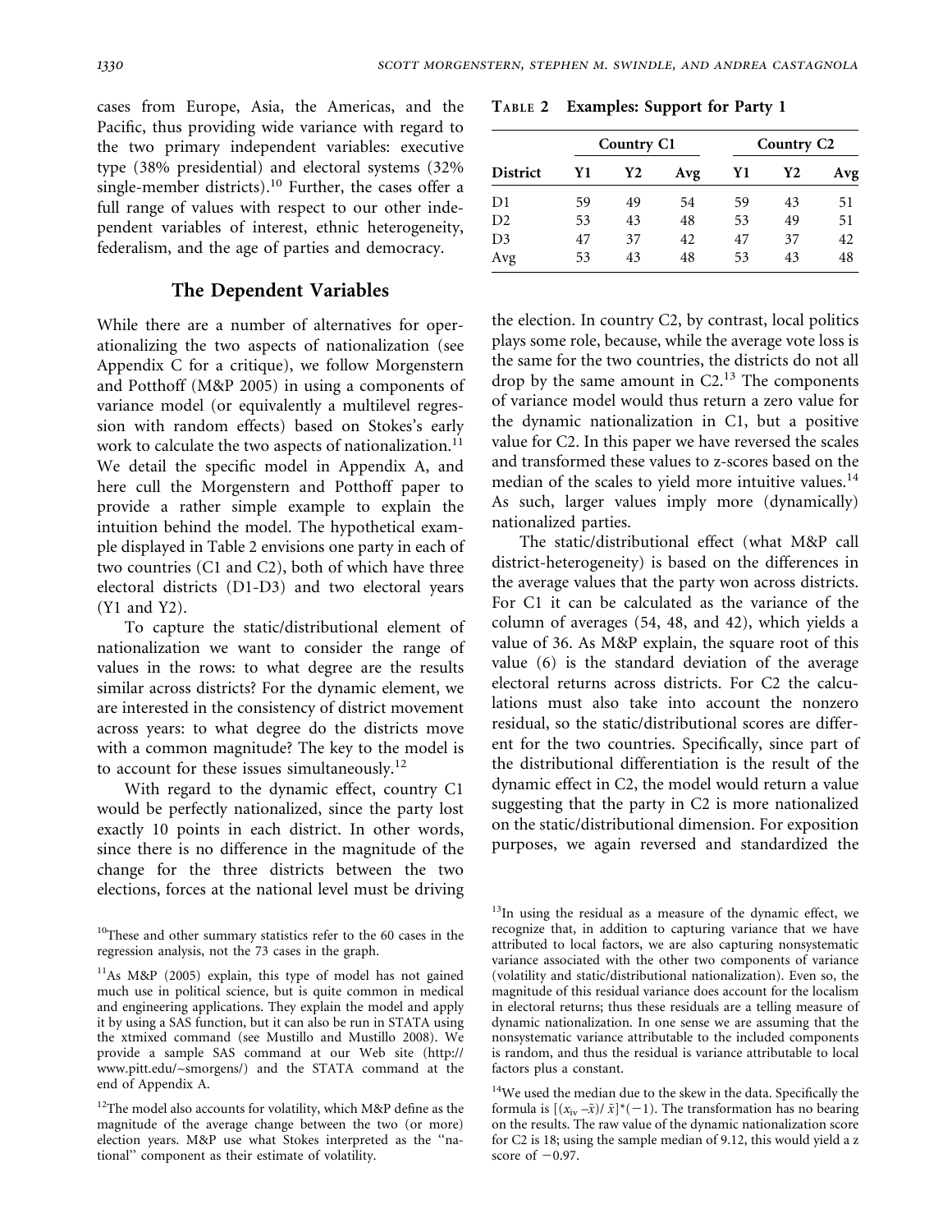cases from Europe, Asia, the Americas, and the Pacific, thus providing wide variance with regard to the two primary independent variables: executive type (38% presidential) and electoral systems (32% single-member districts).[10] Further, the cases offer a full range of values with respect to our other independent variables of interest, ethnic heterogeneity, federalism, and the age of parties and democracy.

## The Dependent Variables

While there are a number of alternatives for operationalizing the two aspects of nationalization (see Appendix C for a critique), we follow Morgenstern and Potthoff (M&P 2005) in using a components of variance model (or equivalently a multilevel regression with random effects) based on Stokes's early work to calculate the two aspects of nationalization.[11] We detail the specific model in Appendix A, and here cull the Morgenstern and Potthoff paper to provide a rather simple example to explain the intuition behind the model. The hypothetical example displayed in Table 2 envisions one party in each of two countries (C1 and C2), both of which have three electoral districts (D1-D3) and two electoral years (Y1 and Y2).

To capture the static/distributional element of nationalization we want to consider the range of values in the rows: to what degree are the results similar across districts? For the dynamic element, we are interested in the consistency of district movement across years: to what degree do the districts move with a common magnitude? The key to the model is to account for these issues simultaneously.[12]

With regard to the dynamic effect, country C1 would be perfectly nationalized, since the party lost exactly 10 points in each district. In other words, since there is no difference in the magnitude of the change for the three districts between the two elections, forces at the national level must be driving

**Table 2 Examples: Support for Party 1**

| | Country C1 | | | Country C2 | | |
|---|---|---|---|---|---|---|
| District | Y1 | Y2 | Avg | Y1 | Y2 | Avg |
| D1 | 59 | 49 | 54 | 59 | 43 | 51 |
| D2 | 53 | 43 | 48 | 53 | 49 | 51 |
| D3 | 47 | 37 | 42 | 47 | 37 | 42 |
| Avg | 53 | 43 | 48 | 53 | 43 | 48 |

the election. In country C2, by contrast, local politics plays some role, because, while the average vote loss is the same for the two countries, the districts do not all drop by the same amount in C2.[13] The components of variance model would thus return a zero value for the dynamic nationalization in C1, but a positive value for C2. In this paper we have reversed the scales and transformed these values to z-scores based on the median of the scales to yield more intuitive values.[14] As such, larger values imply more (dynamically) nationalized parties.

The static/distributional effect (what M&P call district-heterogeneity) is based on the differences in the average values that the party won across districts. For C1 it can be calculated as the variance of the column of averages (54, 48, and 42), which yields a value of 36. As M&P explain, the square root of this value (6) is the standard deviation of the average electoral returns across districts. For C2 the calculations must also take into account the nonzero residual, so the static/distributional scores are different for the two countries. Specifically, since part of the distributional differentiation is the result of the dynamic effect in C2, the model would return a value suggesting that the party in C2 is more nationalized on the static/distributional dimension. For exposition purposes, we again reversed and standardized the

[10] These and other summary statistics refer to the 60 cases in the regression analysis, not the 73 cases in the graph.

[11] As M&P (2005) explain, this type of model has not gained much use in political science, but is quite common in medical and engineering applications. They explain the model and apply it by using a SAS function, but it can also be run in STATA using the xtmixed command (see Mustillo and Mustillo 2008). We provide a sample SAS command at our Web site (http://www.pitt.edu/~smorgens/) and the STATA command at the end of Appendix A.

[12] The model also accounts for volatility, which M&P define as the magnitude of the average change between the two (or more) election years. M&P use what Stokes interpreted as the "national" component as their estimate of volatility.

[13] In using the residual as a measure of the dynamic effect, we recognize that, in addition to capturing variance that we have attributed to local factors, we are also capturing nonsystematic variance associated with the other two components of variance (volatility and static/distributional nationalization). Even so, the magnitude of this residual variance does account for the localism in electoral returns; thus these residuals are a telling measure of dynamic nationalization. In one sense we are assuming that the nonsystematic variance attributable to the included components is random, and thus the residual is variance attributable to local factors plus a constant.

[14] We used the median due to the skew in the data. Specifically the formula is $[(x_{iv} - \tilde{x}) / \tilde{x}]*(-1)$. The transformation has no bearing on the results. The raw value of the dynamic nationalization score for C2 is 18; using the sample median of 9.12, this would yield a z score of $-0.97$.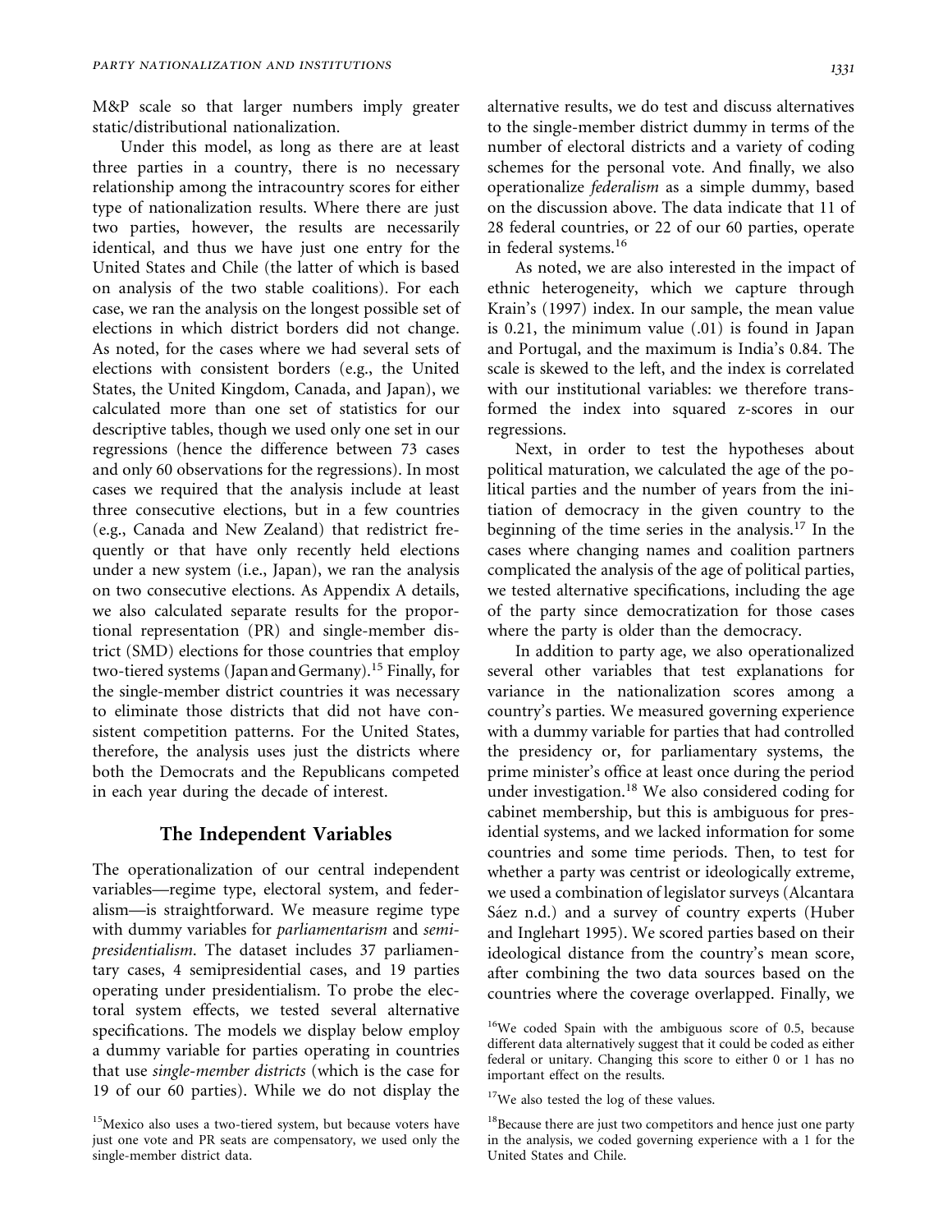M&P scale so that larger numbers imply greater static/distributional nationalization.

Under this model, as long as there are at least three parties in a country, there is no necessary relationship among the intracountry scores for either type of nationalization results. Where there are just two parties, however, the results are necessarily identical, and thus we have just one entry for the United States and Chile (the latter of which is based on analysis of the two stable coalitions). For each case, we ran the analysis on the longest possible set of elections in which district borders did not change. As noted, for the cases where we had several sets of elections with consistent borders (e.g., the United States, the United Kingdom, Canada, and Japan), we calculated more than one set of statistics for our descriptive tables, though we used only one set in our regressions (hence the difference between 73 cases and only 60 observations for the regressions). In most cases we required that the analysis include at least three consecutive elections, but in a few countries (e.g., Canada and New Zealand) that redistrict frequently or that have only recently held elections under a new system (i.e., Japan), we ran the analysis on two consecutive elections. As Appendix A details, we also calculated separate results for the proportional representation (PR) and single-member district (SMD) elections for those countries that employ two-tiered systems (Japan and Germany).[15] Finally, for the single-member district countries it was necessary to eliminate those districts that did not have consistent competition patterns. For the United States, therefore, the analysis uses just the districts where both the Democrats and the Republicans competed in each year during the decade of interest.

## The Independent Variables

The operationalization of our central independent variables—regime type, electoral system, and federalism—is straightforward. We measure regime type with dummy variables for *parliamentarism* and *semipresidentialism*. The dataset includes 37 parliamentary cases, 4 semipresidential cases, and 19 parties operating under presidentialism. To probe the electoral system effects, we tested several alternative specifications. The models we display below employ a dummy variable for parties operating in countries that use *single-member districts* (which is the case for 19 of our 60 parties). While we do not display the alternative results, we do test and discuss alternatives to the single-member district dummy in terms of the number of electoral districts and a variety of coding schemes for the personal vote. And finally, we also operationalize *federalism* as a simple dummy, based on the discussion above. The data indicate that 11 of 28 federal countries, or 22 of our 60 parties, operate in federal systems.[16]

As noted, we are also interested in the impact of ethnic heterogeneity, which we capture through Krain's (1997) index. In our sample, the mean value is 0.21, the minimum value (.01) is found in Japan and Portugal, and the maximum is India's 0.84. The scale is skewed to the left, and the index is correlated with our institutional variables: we therefore transformed the index into squared z-scores in our regressions.

Next, in order to test the hypotheses about political maturation, we calculated the age of the political parties and the number of years from the initiation of democracy in the given country to the beginning of the time series in the analysis.[17] In the cases where changing names and coalition partners complicated the analysis of the age of political parties, we tested alternative specifications, including the age of the party since democratization for those cases where the party is older than the democracy.

In addition to party age, we also operationalized several other variables that test explanations for variance in the nationalization scores among a country's parties. We measured governing experience with a dummy variable for parties that had controlled the presidency or, for parliamentary systems, the prime minister's office at least once during the period under investigation.[18] We also considered coding for cabinet membership, but this is ambiguous for presidential systems, and we lacked information for some countries and some time periods. Then, to test for whether a party was centrist or ideologically extreme, we used a combination of legislator surveys (Alcantara Sáez n.d.) and a survey of country experts (Huber and Inglehart 1995). We scored parties based on their ideological distance from the country's mean score, after combining the two data sources based on the countries where the coverage overlapped. Finally, we

[15]Mexico also uses a two-tiered system, but because voters have just one vote and PR seats are compensatory, we used only the single-member district data.

[16]We coded Spain with the ambiguous score of 0.5, because different data alternatively suggest that it could be coded as either federal or unitary. Changing this score to either 0 or 1 has no important effect on the results.

[17]We also tested the log of these values.

[18]Because there are just two competitors and hence just one party in the analysis, we coded governing experience with a 1 for the United States and Chile.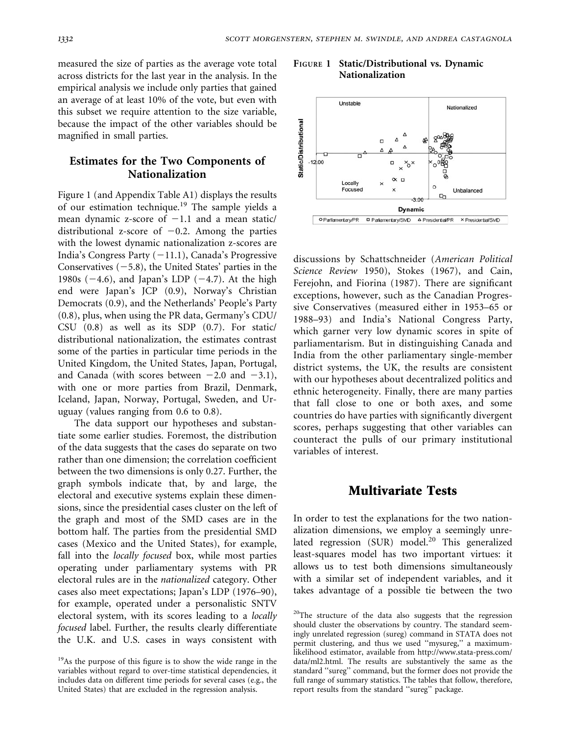measured the size of parties as the average vote total across districts for the last year in the analysis. In the empirical analysis we include only parties that gained an average of at least 10% of the vote, but even with this subset we require attention to the size variable, because the impact of the other variables should be magnified in small parties.

## Estimates for the Two Components of Nationalization

Figure 1 (and Appendix Table A1) displays the results of our estimation technique.[19] The sample yields a mean dynamic z-score of −1.1 and a mean static/distributional z-score of −0.2. Among the parties with the lowest dynamic nationalization z-scores are India's Congress Party (−11.1), Canada's Progressive Conservatives (−5.8), the United States' parties in the 1980s (−4.6), and Japan's LDP (−4.7). At the high end were Japan's JCP (0.9), Norway's Christian Democrats (0.9), and the Netherlands' People's Party (0.8), plus, when using the PR data, Germany's CDU/CSU (0.8) as well as its SDP (0.7). For static/distributional nationalization, the estimates contrast some of the parties in particular time periods in the United Kingdom, the United States, Japan, Portugal, and Canada (with scores between −2.0 and −3.1), with one or more parties from Brazil, Denmark, Iceland, Japan, Norway, Portugal, Sweden, and Uruguay (values ranging from 0.6 to 0.8).

The data support our hypotheses and substantiate some earlier studies. Foremost, the distribution of the data suggests that the cases do separate on two rather than one dimension; the correlation coefficient between the two dimensions is only 0.27. Further, the graph symbols indicate that, by and large, the electoral and executive systems explain these dimensions, since the presidential cases cluster on the left of the graph and most of the SMD cases are in the bottom half. The parties from the presidential SMD cases (Mexico and the United States), for example, fall into the *locally focused* box, while most parties operating under parliamentary systems with PR electoral rules are in the *nationalized* category. Other cases also meet expectations; Japan's LDP (1976–90), for example, operated under a personalistic SNTV electoral system, with its scores leading to a *locally focused* label. Further, the results clearly differentiate the U.K. and U.S. cases in ways consistent with discussions by Schattschneider (*American Political Science Review* 1950), Stokes (1967), and Cain, Ferejohn, and Fiorina (1987). There are significant exceptions, however, such as the Canadian Progressive Conservatives (measured either in 1953–65 or 1988–93) and India's National Congress Party, which garner very low dynamic scores in spite of parliamentarism. But in distinguishing Canada and India from the other parliamentary single-member district systems, the UK, the results are consistent with our hypotheses about decentralized politics and ethnic heterogeneity. Finally, there are many parties that fall close to one or both axes, and some countries do have parties with significantly divergent scores, perhaps suggesting that other variables can counteract the pulls of our primary institutional variables of interest.

**Figure 1 Static/Distributional vs. Dynamic Nationalization**

Unstable
Nationalized
Locally Focused
Unbalanced
Static/Distributional
-12.00
-3.00
Dynamic
○ Parliamentary/PR □ Parliamentary/SMD △ Presidential/PR × Presidential/SMD

## Multivariate Tests

In order to test the explanations for the two nationalization dimensions, we employ a seemingly unrelated regression (SUR) model.[20] This generalized least-squares model has two important virtues: it allows us to test both dimensions simultaneously with a similar set of independent variables, and it takes advantage of a possible tie between the two

[19]As the purpose of this figure is to show the wide range in the variables without regard to over-time statistical dependencies, it includes data on different time periods for several cases (e.g., the United States) that are excluded in the regression analysis.

[20]The structure of the data also suggests that the regression should cluster the observations by country. The standard seemingly unrelated regression (sureg) command in STATA does not permit clustering, and thus we used "mysureg," a maximum-likelihood estimator, available from http://www.stata-press.com/data/ml2.html. The results are substantively the same as the standard "sureg" command, but the former does not provide the full range of summary statistics. The tables that follow, therefore, report results from the standard "sureg" package.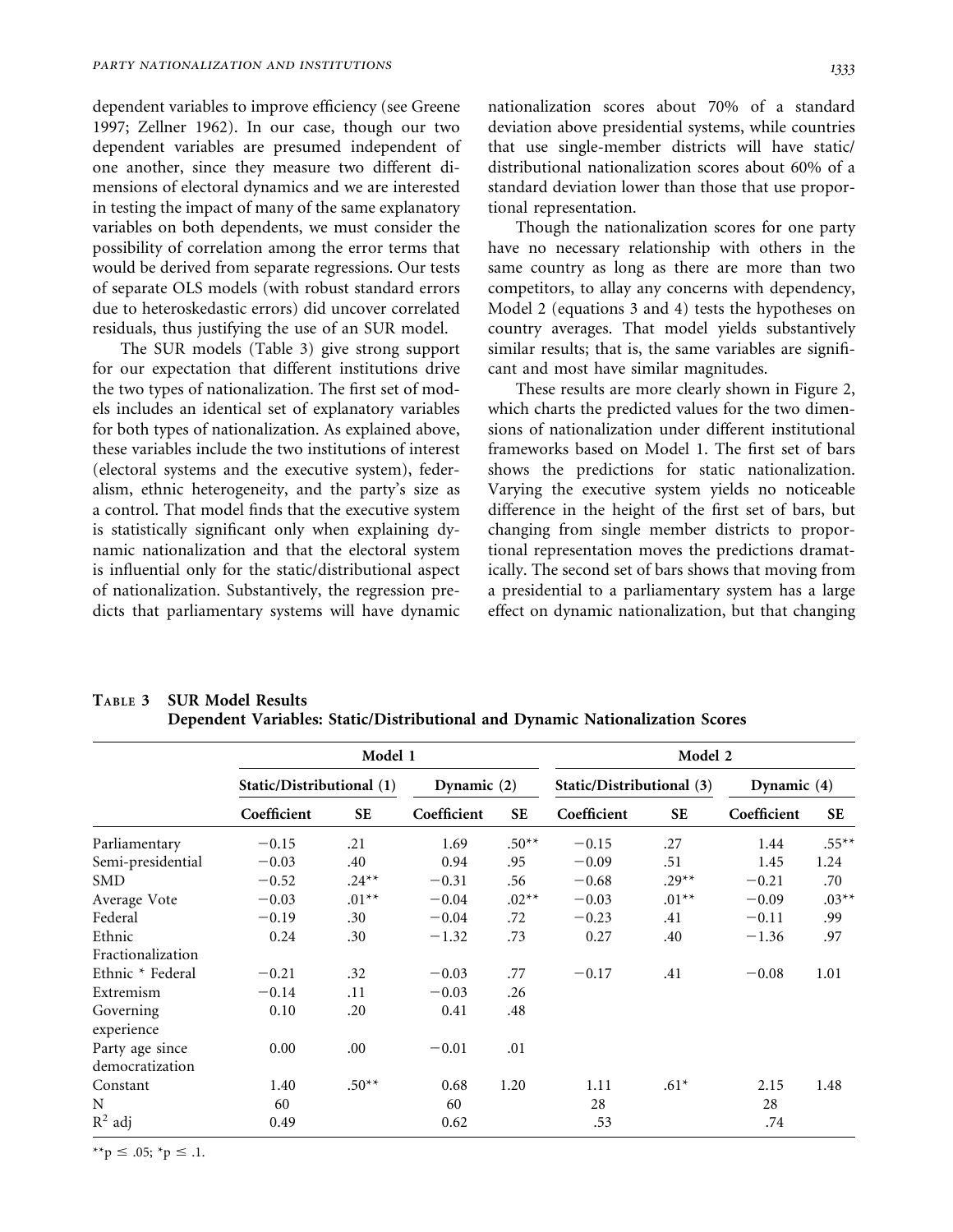dependent variables to improve efficiency (see Greene 1997; Zellner 1962). In our case, though our two dependent variables are presumed independent of one another, since they measure two different dimensions of electoral dynamics and we are interested in testing the impact of many of the same explanatory variables on both dependents, we must consider the possibility of correlation among the error terms that would be derived from separate regressions. Our tests of separate OLS models (with robust standard errors due to heteroskedastic errors) did uncover correlated residuals, thus justifying the use of an SUR model.

The SUR models (Table 3) give strong support for our expectation that different institutions drive the two types of nationalization. The first set of models includes an identical set of explanatory variables for both types of nationalization. As explained above, these variables include the two institutions of interest (electoral systems and the executive system), federalism, ethnic heterogeneity, and the party's size as a control. That model finds that the executive system is statistically significant only when explaining dynamic nationalization and that the electoral system is influential only for the static/distributional aspect of nationalization. Substantively, the regression predicts that parliamentary systems will have dynamic nationalization scores about 70% of a standard deviation above presidential systems, while countries that use single-member districts will have static/distributional nationalization scores about 60% of a standard deviation lower than those that use proportional representation.

Though the nationalization scores for one party have no necessary relationship with others in the same country as long as there are more than two competitors, to allay any concerns with dependency, Model 2 (equations 3 and 4) tests the hypotheses on country averages. That model yields substantively similar results; that is, the same variables are significant and most have similar magnitudes.

These results are more clearly shown in Figure 2, which charts the predicted values for the two dimensions of nationalization under different institutional frameworks based on Model 1. The first set of bars shows the predictions for static nationalization. Varying the executive system yields no noticeable difference in the height of the first set of bars, but changing from single member districts to proportional representation moves the predictions dramatically. The second set of bars shows that moving from a presidential to a parliamentary system has a large effect on dynamic nationalization, but that changing

**Table 3 SUR Model Results**
**Dependent Variables: Static/Distributional and Dynamic Nationalization Scores**

| | Model 1 | | | | Model 2 | | | |
|---|---|---|---|---|---|---|---|---|
| | Static/Distributional (1) | | Dynamic (2) | | Static/Distributional (3) | | Dynamic (4) | |
| | Coefficient | SE | Coefficient | SE | Coefficient | SE | Coefficient | SE |
| Parliamentary | −0.15 | .21 | 1.69 | .50** | −0.15 | .27 | 1.44 | .55** |
| Semi-presidential | −0.03 | .40 | 0.94 | .95 | −0.09 | .51 | 1.45 | 1.24 |
| SMD | −0.52 | .24** | −0.31 | .56 | −0.68 | .29** | −0.21 | .70 |
| Average Vote | −0.03 | .01** | −0.04 | .02** | −0.03 | .01** | −0.09 | .03** |
| Federal | −0.19 | .30 | −0.04 | .72 | −0.23 | .41 | −0.11 | .99 |
| Ethnic Fractionalization | 0.24 | .30 | −1.32 | .73 | 0.27 | .40 | −1.36 | .97 |
| Ethnic * Federal | −0.21 | .32 | −0.03 | .77 | −0.17 | .41 | −0.08 | 1.01 |
| Extremism | −0.14 | .11 | −0.03 | .26 | | | | |
| Governing experience | 0.10 | .20 | 0.41 | .48 | | | | |
| Party age since democratization | 0.00 | .00 | −0.01 | .01 | | | | |
| Constant | 1.40 | .50** | 0.68 | 1.20 | 1.11 | .61* | 2.15 | 1.48 |
| N | 60 | | 60 | | 28 | | 28 | |
| $R^2$ adj | 0.49 | | 0.62 | | .53 | | .74 | |

**$p \leq .05$; *$p \leq .1$.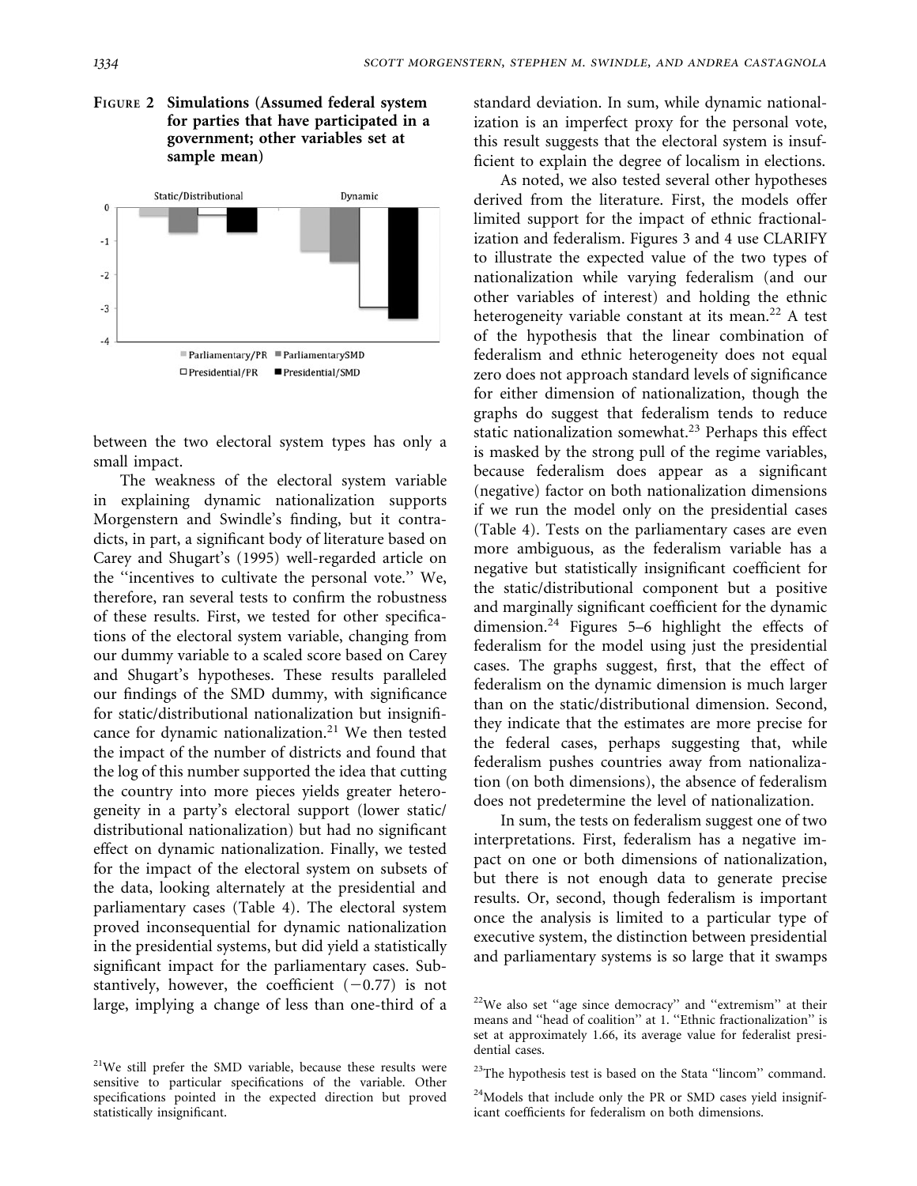**Figure 2 Simulations (Assumed federal system for parties that have participated in a government; other variables set at sample mean)**

Static/Distributional

Dynamic

0

-1

-2

-3

-4

Parliamentary/PR ParliamentarySMD

Presidential/PR Presidential/SMD

between the two electoral system types has only a small impact.

The weakness of the electoral system variable in explaining dynamic nationalization supports Morgenstern and Swindle's finding, but it contradicts, in part, a significant body of literature based on Carey and Shugart's (1995) well-regarded article on the "incentives to cultivate the personal vote." We, therefore, ran several tests to confirm the robustness of these results. First, we tested for other specifications of the electoral system variable, changing from our dummy variable to a scaled score based on Carey and Shugart's hypotheses. These results paralleled our findings of the SMD dummy, with significance for static/distributional nationalization but insignificance for dynamic nationalization.[21] We then tested the impact of the number of districts and found that the log of this number supported the idea that cutting the country into more pieces yields greater heterogeneity in a party's electoral support (lower static/distributional nationalization) but had no significant effect on dynamic nationalization. Finally, we tested for the impact of the electoral system on subsets of the data, looking alternately at the presidential and parliamentary cases (Table 4). The electoral system proved inconsequential for dynamic nationalization in the presidential systems, but did yield a statistically significant impact for the parliamentary cases. Substantively, however, the coefficient ($-0.77$) is not large, implying a change of less than one-third of a standard deviation. In sum, while dynamic nationalization is an imperfect proxy for the personal vote, this result suggests that the electoral system is insufficient to explain the degree of localism in elections.

As noted, we also tested several other hypotheses derived from the literature. First, the models offer limited support for the impact of ethnic fractionalization and federalism. Figures 3 and 4 use CLARIFY to illustrate the expected value of the two types of nationalization while varying federalism (and our other variables of interest) and holding the ethnic heterogeneity variable constant at its mean.[22] A test of the hypothesis that the linear combination of federalism and ethnic heterogeneity does not equal zero does not approach standard levels of significance for either dimension of nationalization, though the graphs do suggest that federalism tends to reduce static nationalization somewhat.[23] Perhaps this effect is masked by the strong pull of the regime variables, because federalism does appear as a significant (negative) factor on both nationalization dimensions if we run the model only on the presidential cases (Table 4). Tests on the parliamentary cases are even more ambiguous, as the federalism variable has a negative but statistically insignificant coefficient for the static/distributional component but a positive and marginally significant coefficient for the dynamic dimension.[24] Figures 5–6 highlight the effects of federalism for the model using just the presidential cases. The graphs suggest, first, that the effect of federalism on the dynamic dimension is much larger than on the static/distributional dimension. Second, they indicate that the estimates are more precise for the federal cases, perhaps suggesting that, while federalism pushes countries away from nationalization (on both dimensions), the absence of federalism does not predetermine the level of nationalization.

In sum, the tests on federalism suggest one of two interpretations. First, federalism has a negative impact on one or both dimensions of nationalization, but there is not enough data to generate precise results. Or, second, though federalism is important once the analysis is limited to a particular type of executive system, the distinction between presidential and parliamentary systems is so large that it swamps

[21]We still prefer the SMD variable, because these results were sensitive to particular specifications of the variable. Other specifications pointed in the expected direction but proved statistically insignificant.

[22]We also set "age since democracy" and "extremism" at their means and "head of coalition" at 1. "Ethnic fractionalization" is set at approximately 1.66, its average value for federalist presidential cases.

[23]The hypothesis test is based on the Stata "lincom" command.

[24]Models that include only the PR or SMD cases yield insignificant coefficients for federalism on both dimensions.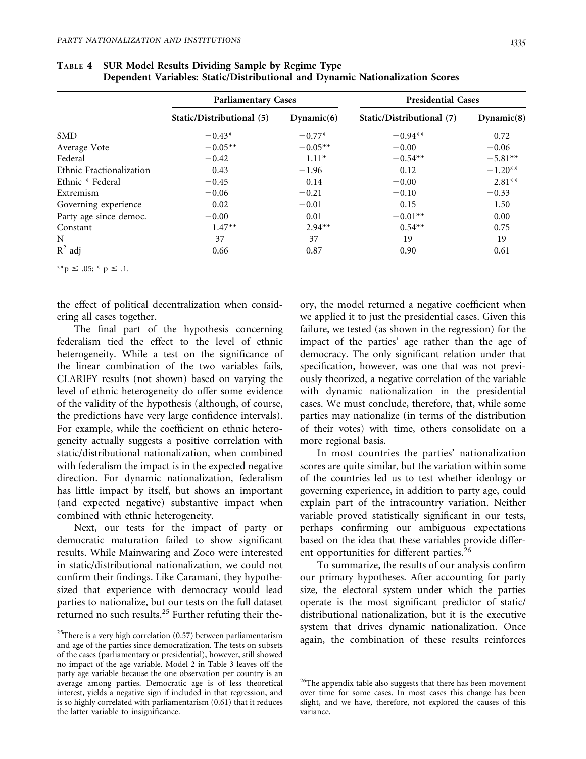**Table 4 SUR Model Results Dividing Sample by Regime Type**
**Dependent Variables: Static/Distributional and Dynamic Nationalization Scores**

| | Parliamentary Cases | | Presidential Cases | |
|---|---|---|---|---|
| | Static/Distributional (5) | Dynamic(6) | Static/Distributional (7) | Dynamic(8) |
| SMD | −0.43* | −0.77* | −0.94** | 0.72 |
| Average Vote | −0.05** | −0.05** | −0.00 | −0.06 |
| Federal | −0.42 | 1.11* | −0.54** | −5.81** |
| Ethnic Fractionalization | 0.43 | −1.96 | 0.12 | −1.20** |
| Ethnic * Federal | −0.45 | 0.14 | −0.00 | 2.81** |
| Extremism | −0.06 | −0.21 | −0.10 | −0.33 |
| Governing experience | 0.02 | −0.01 | 0.15 | 1.50 |
| Party age since democ. | −0.00 | 0.01 | −0.01** | 0.00 |
| Constant | 1.47** | 2.94** | 0.54** | 0.75 |
| N | 37 | 37 | 19 | 19 |
| $R^2$ adj | 0.66 | 0.87 | 0.90 | 0.61 |

**$p \leq .05$; * $p \leq .1$.

the effect of political decentralization when considering all cases together.

The final part of the hypothesis concerning federalism tied the effect to the level of ethnic heterogeneity. While a test on the significance of the linear combination of the two variables fails, CLARIFY results (not shown) based on varying the level of ethnic heterogeneity do offer some evidence of the validity of the hypothesis (although, of course, the predictions have very large confidence intervals). For example, while the coefficient on ethnic heterogeneity actually suggests a positive correlation with static/distributional nationalization, when combined with federalism the impact is in the expected negative direction. For dynamic nationalization, federalism has little impact by itself, but shows an important (and expected negative) substantive impact when combined with ethnic heterogeneity.

Next, our tests for the impact of party or democratic maturation failed to show significant results. While Mainwaring and Zoco were interested in static/distributional nationalization, we could not confirm their findings. Like Caramani, they hypothesized that experience with democracy would lead parties to nationalize, but our tests on the full dataset returned no such results.[25] Further refuting their theory, the model returned a negative coefficient when we applied it to just the presidential cases. Given this failure, we tested (as shown in the regression) for the impact of the parties' age rather than the age of democracy. The only significant relation under that specification, however, was one that was not previously theorized, a negative correlation of the variable with dynamic nationalization in the presidential cases. We must conclude, therefore, that, while some parties may nationalize (in terms of the distribution of their votes) with time, others consolidate on a more regional basis.

In most countries the parties' nationalization scores are quite similar, but the variation within some of the countries led us to test whether ideology or governing experience, in addition to party age, could explain part of the intracountry variation. Neither variable proved statistically significant in our tests, perhaps confirming our ambiguous expectations based on the idea that these variables provide different opportunities for different parties.[26]

To summarize, the results of our analysis confirm our primary hypotheses. After accounting for party size, the electoral system under which the parties operate is the most significant predictor of static/distributional nationalization, but it is the executive system that drives dynamic nationalization. Once again, the combination of these results reinforces

[25]There is a very high correlation (0.57) between parliamentarism and age of the parties since democratization. The tests on subsets of the cases (parliamentary or presidential), however, still showed no impact of the age variable. Model 2 in Table 3 leaves off the party age variable because the one observation per country is an average among parties. Democratic age is of less theoretical interest, yields a negative sign if included in that regression, and is so highly correlated with parliamentarism (0.61) that it reduces the latter variable to insignificance.

[26]The appendix table also suggests that there has been movement over time for some cases. In most cases this change has been slight, and we have, therefore, not explored the causes of this variance.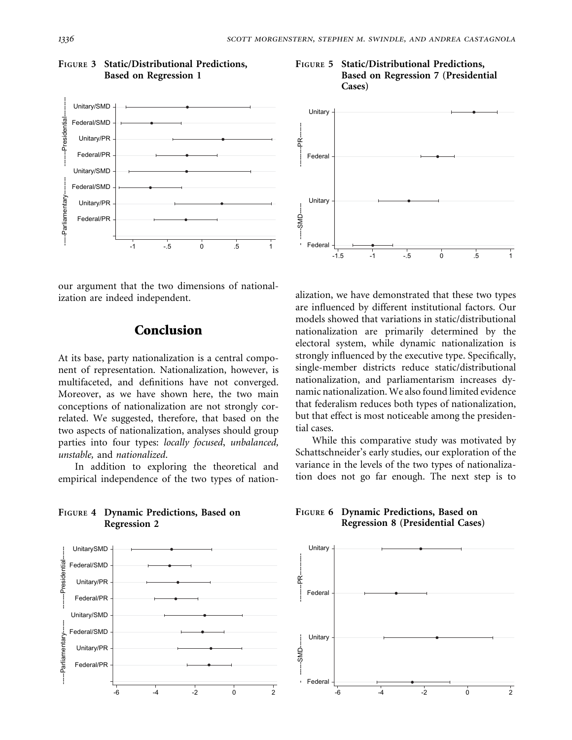**Figure 3 Static/Distributional Predictions, Based on Regression 1**

------Presidential------
Unitary/SMD
Federal/SMD
Unitary/PR
Federal/PR

-----Parliamentary------
Unitary/SMD
Federal/SMD
Unitary/PR
Federal/PR

-1 -.5 0 .5 1

**Figure 5 Static/Distributional Predictions, Based on Regression 7 (Presidential Cases)**

--------PR--------
Unitary
Federal

- ------SMD------
Unitary
Federal

-1.5 -1 -.5 0 .5 1

our argument that the two dimensions of nationalization are indeed independent.

## Conclusion

At its base, party nationalization is a central component of representation. Nationalization, however, is multifaceted, and definitions have not converged. Moreover, as we have shown here, the two main conceptions of nationalization are not strongly correlated. We suggested, therefore, that based on the two aspects of nationalization, analyses should group parties into four types: *locally focused*, *unbalanced, unstable,* and *nationalized.*

In addition to exploring the theoretical and empirical independence of the two types of nationalization, we have demonstrated that these two types are influenced by different institutional factors. Our models showed that variations in static/distributional nationalization are primarily determined by the electoral system, while dynamic nationalization is strongly influenced by the executive type. Specifically, single-member districts reduce static/distributional nationalization, and parliamentarism increases dynamic nationalization. We also found limited evidence that federalism reduces both types of nationalization, but that effect is most noticeable among the presidential cases.

While this comparative study was motivated by Schattschneider's early studies, our exploration of the variance in the levels of the two types of nationalization does not go far enough. The next step is to

**Figure 4 Dynamic Predictions, Based on Regression 2**

------Presidential------
UnitarySMD
Federal/SMD
Unitary/PR
Federal/PR

-----Parliamentary------
Unitary/SMD
Federal/SMD
Unitary/PR
Federal/PR

-6 -4 -2 0 2

**Figure 6 Dynamic Predictions, Based on Regression 8 (Presidential Cases)**

--------PR--------
Unitary
Federal

- ------SMD------
Unitary
Federal

-6 -4 -2 0 2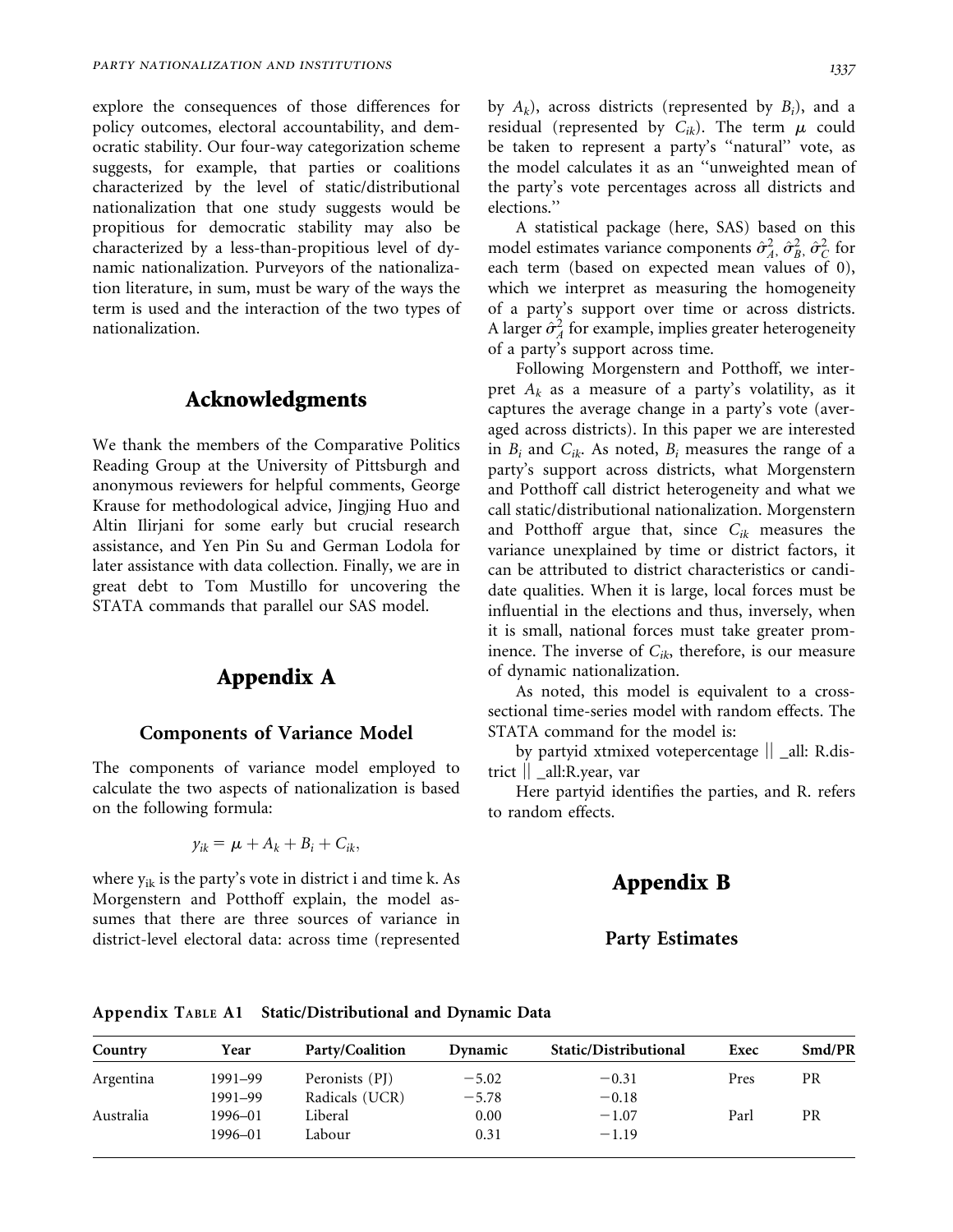explore the consequences of those differences for policy outcomes, electoral accountability, and democratic stability. Our four-way categorization scheme suggests, for example, that parties or coalitions characterized by the level of static/distributional nationalization that one study suggests would be propitious for democratic stability may also be characterized by a less-than-propitious level of dynamic nationalization. Purveyors of the nationalization literature, in sum, must be wary of the ways the term is used and the interaction of the two types of nationalization.

## Acknowledgments

We thank the members of the Comparative Politics Reading Group at the University of Pittsburgh and anonymous reviewers for helpful comments, George Krause for methodological advice, Jingjing Huo and Altin Ilirjani for some early but crucial research assistance, and Yen Pin Su and German Lodola for later assistance with data collection. Finally, we are in great debt to Tom Mustillo for uncovering the STATA commands that parallel our SAS model.

## Appendix A

### Components of Variance Model

The components of variance model employed to calculate the two aspects of nationalization is based on the following formula:

$$y_{ik} = \mu + A_k + B_i + C_{ik},$$

where $y_{ik}$ is the party's vote in district i and time k. As Morgenstern and Potthoff explain, the model assumes that there are three sources of variance in district-level electoral data: across time (represented by $A_k$), across districts (represented by $B_i$), and a residual (represented by $C_{ik}$). The term $\mu$ could be taken to represent a party's "natural" vote, as the model calculates it as an "unweighted mean of the party's vote percentages across all districts and elections."

A statistical package (here, SAS) based on this model estimates variance components $\hat{\sigma}^2_A$, $\hat{\sigma}^2_B$, $\hat{\sigma}^2_C$ for each term (based on expected mean values of 0), which we interpret as measuring the homogeneity of a party's support over time or across districts. A larger $\hat{\sigma}^2_A$ for example, implies greater heterogeneity of a party's support across time.

Following Morgenstern and Potthoff, we interpret $A_k$ as a measure of a party's volatility, as it captures the average change in a party's vote (averaged across districts). In this paper we are interested in $B_i$ and $C_{ik}$. As noted, $B_i$ measures the range of a party's support across districts, what Morgenstern and Potthoff call district heterogeneity and what we call static/distributional nationalization. Morgenstern and Potthoff argue that, since $C_{ik}$ measures the variance unexplained by time or district factors, it can be attributed to district characteristics or candidate qualities. When it is large, local forces must be influential in the elections and thus, inversely, when it is small, national forces must take greater prominence. The inverse of $C_{ik}$, therefore, is our measure of dynamic nationalization.

As noted, this model is equivalent to a cross-sectional time-series model with random effects. The STATA command for the model is:

by partyid xtmixed votepercentage || _all: R.district || _all:R.year, var

Here partyid identifies the parties, and R. refers to random effects.

## Appendix B

### Party Estimates

**Appendix Table A1 Static/Distributional and Dynamic Data**

| Country | Year | Party/Coalition | Dynamic | Static/Distributional | Exec | Smd/PR |
|---|---|---|---|---|---|---|
| Argentina | 1991–99 | Peronists (PJ) | −5.02 | −0.31 | Pres | PR |
| | 1991–99 | Radicals (UCR) | −5.78 | −0.18 | | |
| Australia | 1996–01 | Liberal | 0.00 | −1.07 | Parl | PR |
| | 1996–01 | Labour | 0.31 | −1.19 | | |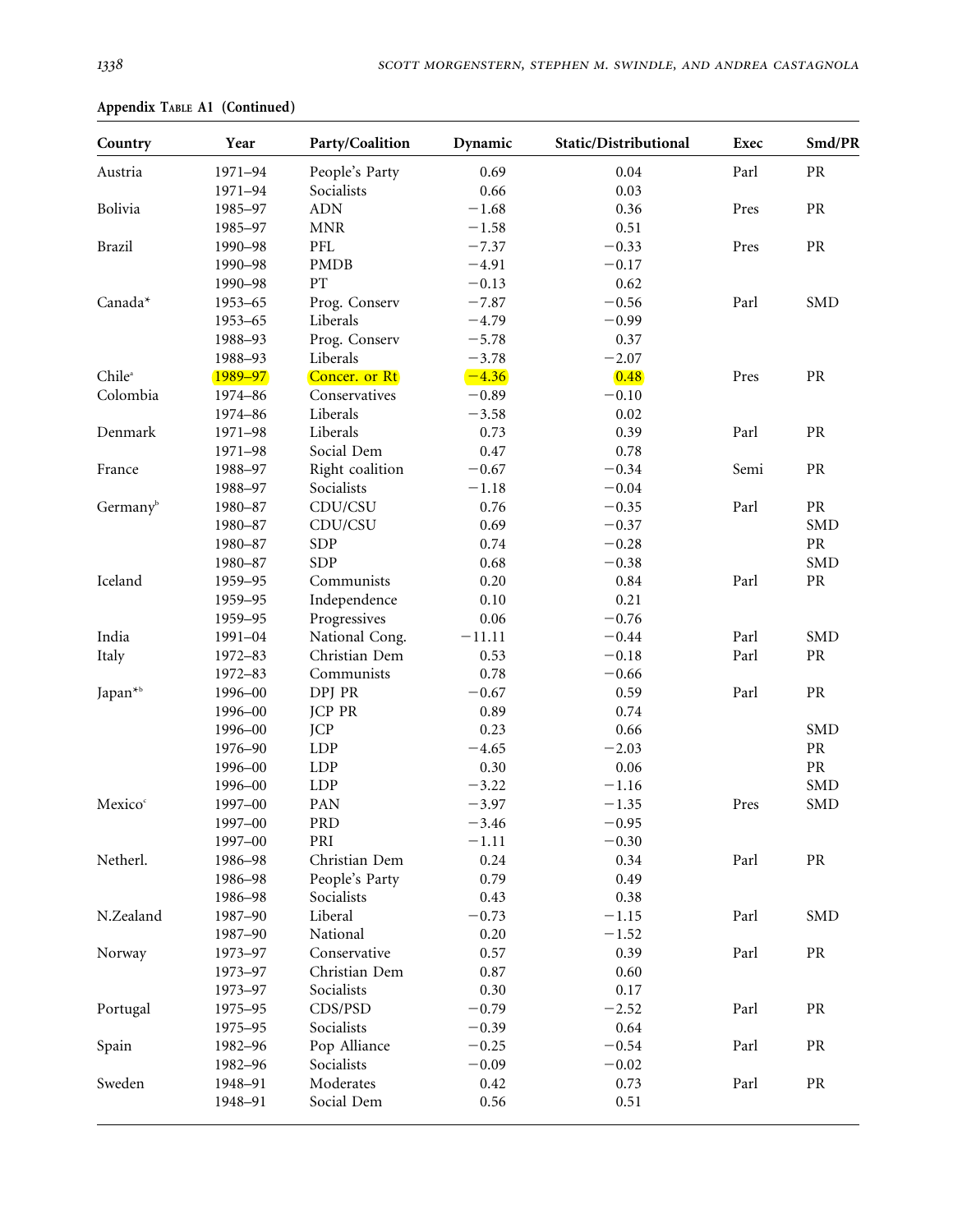**Appendix Table A1 (Continued)**

| Country | Year | Party/Coalition | Dynamic | Static/Distributional | Exec | Smd/PR |
|---|---|---|---|---|---|---|
| Austria | 1971–94 | People's Party | 0.69 | 0.04 | Parl | PR |
| | 1971–94 | Socialists | 0.66 | 0.03 | | |
| Bolivia | 1985–97 | ADN | −1.68 | 0.36 | Pres | PR |
| | 1985–97 | MNR | −1.58 | 0.51 | | |
| Brazil | 1990–98 | PFL | −7.37 | −0.33 | Pres | PR |
| | 1990–98 | PMDB | −4.91 | −0.17 | | |
| | 1990–98 | PT | −0.13 | 0.62 | | |
| Canada* | 1953–65 | Prog. Conserv | −7.87 | −0.56 | Parl | SMD |
| | 1953–65 | Liberals | −4.79 | −0.99 | | |
| | 1988–93 | Prog. Conserv | −5.78 | 0.37 | | |
| | 1988–93 | Liberals | −3.78 | −2.07 | | |
| Chile[a] | 1989–97 | Concer. or Rt | −4.36 | 0.48 | Pres | PR |
| Colombia | 1974–86 | Conservatives | −0.89 | −0.10 | | |
| | 1974–86 | Liberals | −3.58 | 0.02 | | |
| Denmark | 1971–98 | Liberals | 0.73 | 0.39 | Parl | PR |
| | 1971–98 | Social Dem | 0.47 | 0.78 | | |
| France | 1988–97 | Right coalition | −0.67 | −0.34 | Semi | PR |
| | 1988–97 | Socialists | −1.18 | −0.04 | | |
| Germany[b] | 1980–87 | CDU/CSU | 0.76 | −0.35 | Parl | PR |
| | 1980–87 | CDU/CSU | 0.69 | −0.37 | | SMD |
| | 1980–87 | SDP | 0.74 | −0.28 | | PR |
| | 1980–87 | SDP | 0.68 | −0.38 | | SMD |
| Iceland | 1959–95 | Communists | 0.20 | 0.84 | Parl | PR |
| | 1959–95 | Independence | 0.10 | 0.21 | | |
| | 1959–95 | Progressives | 0.06 | −0.76 | | |
| India | 1991–04 | National Cong. | −11.11 | −0.44 | Parl | SMD |
| Italy | 1972–83 | Christian Dem | 0.53 | −0.18 | Parl | PR |
| | 1972–83 | Communists | 0.78 | −0.66 | | |
| Japan*[b] | 1996–00 | DPJ PR | −0.67 | 0.59 | Parl | PR |
| | 1996–00 | JCP PR | 0.89 | 0.74 | | |
| | 1996–00 | JCP | 0.23 | 0.66 | | SMD |
| | 1976–90 | LDP | −4.65 | −2.03 | | PR |
| | 1996–00 | LDP | 0.30 | 0.06 | | PR |
| | 1996–00 | LDP | −3.22 | −1.16 | | SMD |
| Mexico[c] | 1997–00 | PAN | −3.97 | −1.35 | Pres | SMD |
| | 1997–00 | PRD | −3.46 | −0.95 | | |
| | 1997–00 | PRI | −1.11 | −0.30 | | |
| Netherl. | 1986–98 | Christian Dem | 0.24 | 0.34 | Parl | PR |
| | 1986–98 | People's Party | 0.79 | 0.49 | | |
| | 1986–98 | Socialists | 0.43 | 0.38 | | |
| N.Zealand | 1987–90 | Liberal | −0.73 | −1.15 | Parl | SMD |
| | 1987–90 | National | 0.20 | −1.52 | | |
| Norway | 1973–97 | Conservative | 0.57 | 0.39 | Parl | PR |
| | 1973–97 | Christian Dem | 0.87 | 0.60 | | |
| | 1973–97 | Socialists | 0.30 | 0.17 | | |
| Portugal | 1975–95 | CDS/PSD | −0.79 | −2.52 | Parl | PR |
| | 1975–95 | Socialists | −0.39 | 0.64 | | |
| Spain | 1982–96 | Pop Alliance | −0.25 | −0.54 | Parl | PR |
| | 1982–96 | Socialists | −0.09 | −0.02 | | |
| Sweden | 1948–91 | Moderates | 0.42 | 0.73 | Parl | PR |
| | 1948–91 | Social Dem | 0.56 | 0.51 | | |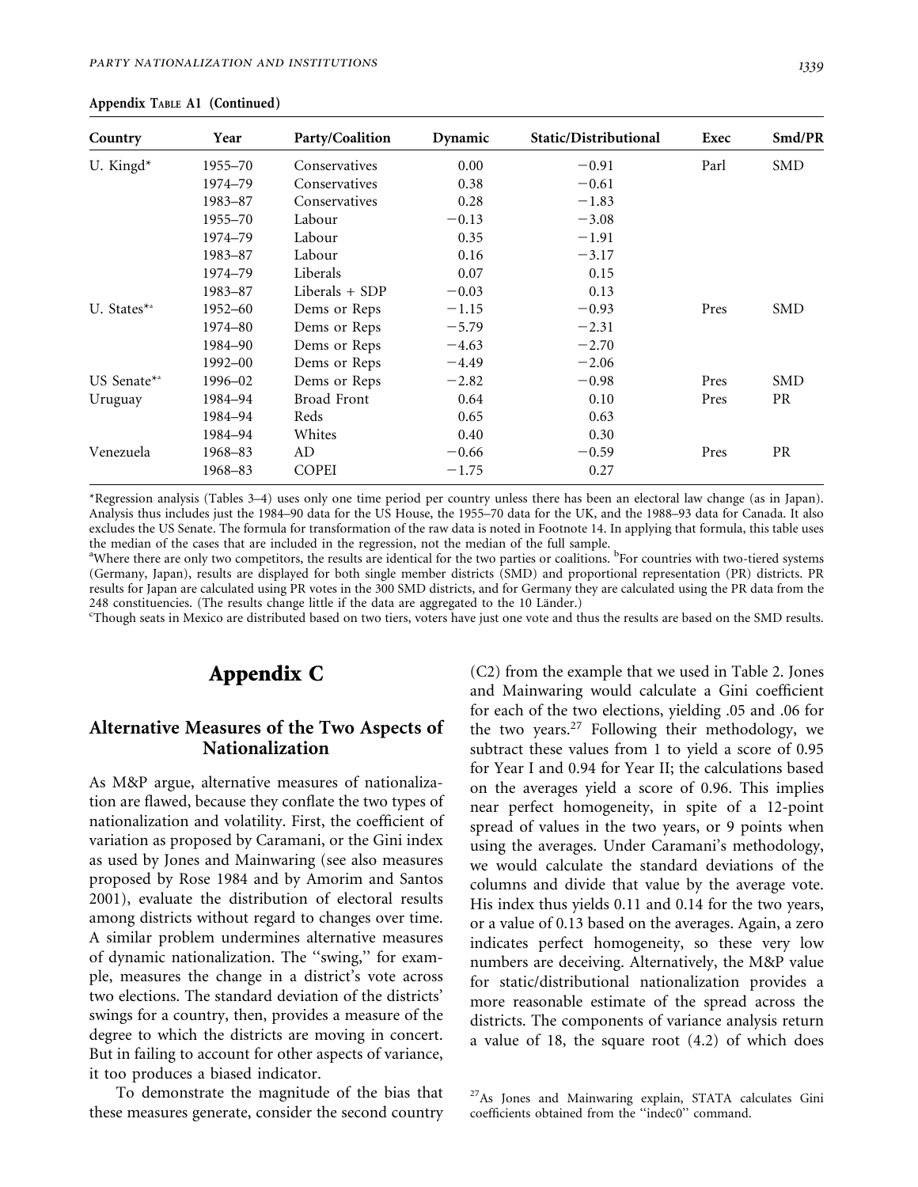**Appendix Table A1 (Continued)**

| Country | Year | Party/Coalition | Dynamic | Static/Distributional | Exec | Smd/PR |
|---|---|---|---|---|---|---|
| U. Kingd* | 1955–70 | Conservatives | 0.00 | −0.91 | Parl | SMD |
| | 1974–79 | Conservatives | 0.38 | −0.61 | | |
| | 1983–87 | Conservatives | 0.28 | −1.83 | | |
| | 1955–70 | Labour | −0.13 | −3.08 | | |
| | 1974–79 | Labour | 0.35 | −1.91 | | |
| | 1983–87 | Labour | 0.16 | −3.17 | | |
| | 1974–79 | Liberals | 0.07 | 0.15 | | |
| | 1983–87 | Liberals + SDP | −0.03 | 0.13 | | |
| U. States*[a] | 1952–60 | Dems or Reps | −1.15 | −0.93 | Pres | SMD |
| | 1974–80 | Dems or Reps | −5.79 | −2.31 | | |
| | 1984–90 | Dems or Reps | −4.63 | −2.70 | | |
| | 1992–00 | Dems or Reps | −4.49 | −2.06 | | |
| US Senate*[a] | 1996–02 | Dems or Reps | −2.82 | −0.98 | Pres | SMD |
| Uruguay | 1984–94 | Broad Front | 0.64 | 0.10 | Pres | PR |
| | 1984–94 | Reds | 0.65 | 0.63 | | |
| | 1984–94 | Whites | 0.40 | 0.30 | | |
| Venezuela | 1968–83 | AD | −0.66 | −0.59 | Pres | PR |
| | 1968–83 | COPEI | −1.75 | 0.27 | | |

*Regression analysis (Tables 3–4) uses only one time period per country unless there has been an electoral law change (as in Japan). Analysis thus includes just the 1984–90 data for the US House, the 1955–70 data for the UK, and the 1988–93 data for Canada. It also excludes the US Senate. The formula for transformation of the raw data is noted in Footnote 14. In applying that formula, this table uses the median of the cases that are included in the regression, not the median of the full sample.

[a]Where there are only two competitors, the results are identical for the two parties or coalitions. [b]For countries with two-tiered systems (Germany, Japan), results are displayed for both single member districts (SMD) and proportional representation (PR) districts. PR results for Japan are calculated using PR votes in the 300 SMD districts, and for Germany they are calculated using the PR data from the 248 constituencies. (The results change little if the data are aggregated to the 10 Länder.)

[c]Though seats in Mexico are distributed based on two tiers, voters have just one vote and thus the results are based on the SMD results.

# Appendix C

## Alternative Measures of the Two Aspects of Nationalization

As M&P argue, alternative measures of nationalization are flawed, because they conflate the two types of nationalization and volatility. First, the coefficient of variation as proposed by Caramani, or the Gini index as used by Jones and Mainwaring (see also measures proposed by Rose 1984 and by Amorim and Santos 2001), evaluate the distribution of electoral results among districts without regard to changes over time. A similar problem undermines alternative measures of dynamic nationalization. The ''swing,'' for example, measures the change in a district's vote across two elections. The standard deviation of the districts' swings for a country, then, provides a measure of the degree to which the districts are moving in concert. But in failing to account for other aspects of variance, it too produces a biased indicator.

To demonstrate the magnitude of the bias that these measures generate, consider the second country (C2) from the example that we used in Table 2. Jones and Mainwaring would calculate a Gini coefficient for each of the two elections, yielding .05 and .06 for the two years.[27] Following their methodology, we subtract these values from 1 to yield a score of 0.95 for Year I and 0.94 for Year II; the calculations based on the averages yield a score of 0.96. This implies near perfect homogeneity, in spite of a 12-point spread of values in the two years, or 9 points when using the averages. Under Caramani's methodology, we would calculate the standard deviations of the columns and divide that value by the average vote. His index thus yields 0.11 and 0.14 for the two years, or a value of 0.13 based on the averages. Again, a zero indicates perfect homogeneity, so these very low numbers are deceiving. Alternatively, the M&P value for static/distributional nationalization provides a more reasonable estimate of the spread across the districts. The components of variance analysis return a value of 18, the square root (4.2) of which does

[27]As Jones and Mainwaring explain, STATA calculates Gini coefficients obtained from the ''indec0'' command.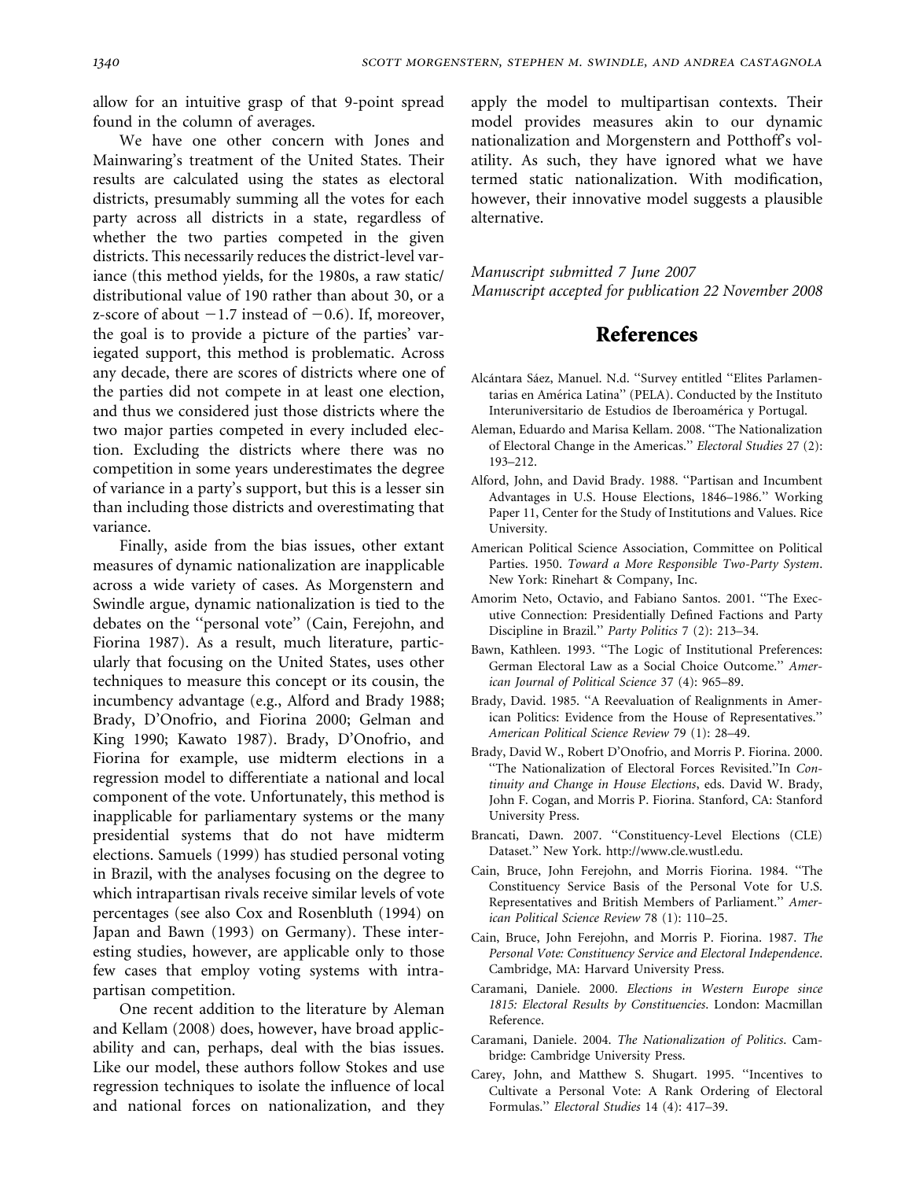allow for an intuitive grasp of that 9-point spread found in the column of averages.

We have one other concern with Jones and Mainwaring's treatment of the United States. Their results are calculated using the states as electoral districts, presumably summing all the votes for each party across all districts in a state, regardless of whether the two parties competed in the given districts. This necessarily reduces the district-level variance (this method yields, for the 1980s, a raw static/distributional value of 190 rather than about 30, or a z-score of about −1.7 instead of −0.6). If, moreover, the goal is to provide a picture of the parties' variegated support, this method is problematic. Across any decade, there are scores of districts where one of the parties did not compete in at least one election, and thus we considered just those districts where the two major parties competed in every included election. Excluding the districts where there was no competition in some years underestimates the degree of variance in a party's support, but this is a lesser sin than including those districts and overestimating that variance.

Finally, aside from the bias issues, other extant measures of dynamic nationalization are inapplicable across a wide variety of cases. As Morgenstern and Swindle argue, dynamic nationalization is tied to the debates on the ''personal vote'' (Cain, Ferejohn, and Fiorina 1987). As a result, much literature, particularly that focusing on the United States, uses other techniques to measure this concept or its cousin, the incumbency advantage (e.g., Alford and Brady 1988; Brady, D'Onofrio, and Fiorina 2000; Gelman and King 1990; Kawato 1987). Brady, D'Onofrio, and Fiorina for example, use midterm elections in a regression model to differentiate a national and local component of the vote. Unfortunately, this method is inapplicable for parliamentary systems or the many presidential systems that do not have midterm elections. Samuels (1999) has studied personal voting in Brazil, with the analyses focusing on the degree to which intrapartisan rivals receive similar levels of vote percentages (see also Cox and Rosenbluth (1994) on Japan and Bawn (1993) on Germany). These interesting studies, however, are applicable only to those few cases that employ voting systems with intrapartisan competition.

One recent addition to the literature by Aleman and Kellam (2008) does, however, have broad applicability and can, perhaps, deal with the bias issues. Like our model, these authors follow Stokes and use regression techniques to isolate the influence of local and national forces on nationalization, and they apply the model to multipartisan contexts. Their model provides measures akin to our dynamic nationalization and Morgenstern and Potthoff's volatility. As such, they have ignored what we have termed static nationalization. With modification, however, their innovative model suggests a plausible alternative.

*Manuscript submitted 7 June 2007*
*Manuscript accepted for publication 22 November 2008*

## References

Alcántara Sáez, Manuel. N.d. ''Survey entitled ''Elites Parlamentarias en América Latina'' (PELA). Conducted by the Instituto Interuniversitario de Estudios de Iberoamérica y Portugal.

Aleman, Eduardo and Marisa Kellam. 2008. ''The Nationalization of Electoral Change in the Americas.'' *Electoral Studies* 27 (2): 193–212.

Alford, John, and David Brady. 1988. ''Partisan and Incumbent Advantages in U.S. House Elections, 1846–1986.'' Working Paper 11, Center for the Study of Institutions and Values. Rice University.

American Political Science Association, Committee on Political Parties. 1950. *Toward a More Responsible Two-Party System*. New York: Rinehart & Company, Inc.

Amorim Neto, Octavio, and Fabiano Santos. 2001. ''The Executive Connection: Presidentially Defined Factions and Party Discipline in Brazil.'' *Party Politics* 7 (2): 213–34.

Bawn, Kathleen. 1993. ''The Logic of Institutional Preferences: German Electoral Law as a Social Choice Outcome.'' *American Journal of Political Science* 37 (4): 965–89.

Brady, David. 1985. ''A Reevaluation of Realignments in American Politics: Evidence from the House of Representatives.'' *American Political Science Review* 79 (1): 28–49.

Brady, David W., Robert D'Onofrio, and Morris P. Fiorina. 2000. ''The Nationalization of Electoral Forces Revisited.''In *Continuity and Change in House Elections*, eds. David W. Brady, John F. Cogan, and Morris P. Fiorina. Stanford, CA: Stanford University Press.

Brancati, Dawn. 2007. ''Constituency-Level Elections (CLE) Dataset.'' New York. http://www.cle.wustl.edu.

Cain, Bruce, John Ferejohn, and Morris Fiorina. 1984. ''The Constituency Service Basis of the Personal Vote for U.S. Representatives and British Members of Parliament.'' *American Political Science Review* 78 (1): 110–25.

Cain, Bruce, John Ferejohn, and Morris P. Fiorina. 1987. *The Personal Vote: Constituency Service and Electoral Independence*. Cambridge, MA: Harvard University Press.

Caramani, Daniele. 2000. *Elections in Western Europe since 1815: Electoral Results by Constituencies*. London: Macmillan Reference.

Caramani, Daniele. 2004. *The Nationalization of Politics*. Cambridge: Cambridge University Press.

Carey, John, and Matthew S. Shugart. 1995. ''Incentives to Cultivate a Personal Vote: A Rank Ordering of Electoral Formulas.'' *Electoral Studies* 14 (4): 417–39.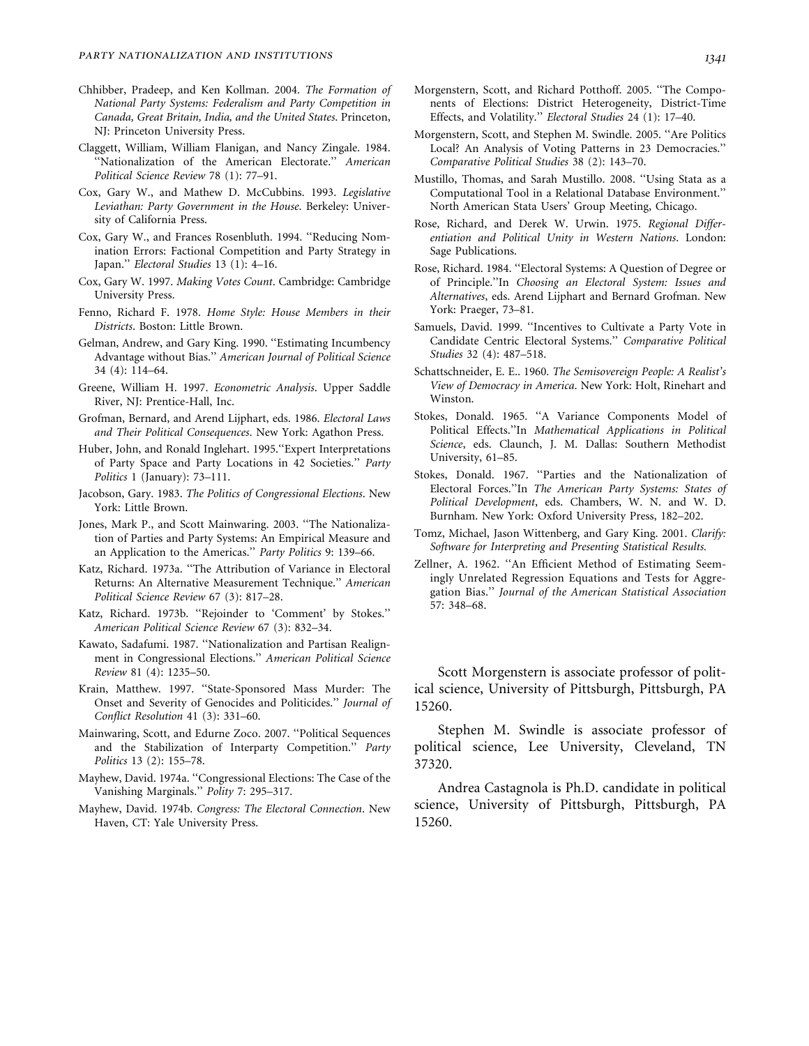Chhibber, Pradeep, and Ken Kollman. 2004. *The Formation of National Party Systems: Federalism and Party Competition in Canada, Great Britain, India, and the United States*. Princeton, NJ: Princeton University Press.

Claggett, William, William Flanigan, and Nancy Zingale. 1984. ''Nationalization of the American Electorate.'' *American Political Science Review* 78 (1): 77–91.

Cox, Gary W., and Mathew D. McCubbins. 1993. *Legislative Leviathan: Party Government in the House*. Berkeley: University of California Press.

Cox, Gary W., and Frances Rosenbluth. 1994. ''Reducing Nomination Errors: Factional Competition and Party Strategy in Japan.'' *Electoral Studies* 13 (1): 4–16.

Cox, Gary W. 1997. *Making Votes Count*. Cambridge: Cambridge University Press.

Fenno, Richard F. 1978. *Home Style: House Members in their Districts*. Boston: Little Brown.

Gelman, Andrew, and Gary King. 1990. ''Estimating Incumbency Advantage without Bias.'' *American Journal of Political Science* 34 (4): 114–64.

Greene, William H. 1997. *Econometric Analysis*. Upper Saddle River, NJ: Prentice-Hall, Inc.

Grofman, Bernard, and Arend Lijphart, eds. 1986. *Electoral Laws and Their Political Consequences*. New York: Agathon Press.

Huber, John, and Ronald Inglehart. 1995.''Expert Interpretations of Party Space and Party Locations in 42 Societies.'' *Party Politics* 1 (January): 73–111.

Jacobson, Gary. 1983. *The Politics of Congressional Elections*. New York: Little Brown.

Jones, Mark P., and Scott Mainwaring. 2003. ''The Nationalization of Parties and Party Systems: An Empirical Measure and an Application to the Americas.'' *Party Politics* 9: 139–66.

Katz, Richard. 1973a. ''The Attribution of Variance in Electoral Returns: An Alternative Measurement Technique.'' *American Political Science Review* 67 (3): 817–28.

Katz, Richard. 1973b. ''Rejoinder to 'Comment' by Stokes.'' *American Political Science Review* 67 (3): 832–34.

Kawato, Sadafumi. 1987. ''Nationalization and Partisan Realignment in Congressional Elections.'' *American Political Science Review* 81 (4): 1235–50.

Krain, Matthew. 1997. ''State-Sponsored Mass Murder: The Onset and Severity of Genocides and Politicides.'' *Journal of Conflict Resolution* 41 (3): 331–60.

Mainwaring, Scott, and Edurne Zoco. 2007. ''Political Sequences and the Stabilization of Interparty Competition.'' *Party Politics* 13 (2): 155–78.

Mayhew, David. 1974a. ''Congressional Elections: The Case of the Vanishing Marginals.'' *Polity* 7: 295–317.

Mayhew, David. 1974b. *Congress: The Electoral Connection*. New Haven, CT: Yale University Press.

Morgenstern, Scott, and Richard Potthoff. 2005. ''The Components of Elections: District Heterogeneity, District-Time Effects, and Volatility.'' *Electoral Studies* 24 (1): 17–40.

Morgenstern, Scott, and Stephen M. Swindle. 2005. ''Are Politics Local? An Analysis of Voting Patterns in 23 Democracies.'' *Comparative Political Studies* 38 (2): 143–70.

Mustillo, Thomas, and Sarah Mustillo. 2008. ''Using Stata as a Computational Tool in a Relational Database Environment.'' North American Stata Users' Group Meeting, Chicago.

Rose, Richard, and Derek W. Urwin. 1975. *Regional Differentiation and Political Unity in Western Nations*. London: Sage Publications.

Rose, Richard. 1984. ''Electoral Systems: A Question of Degree or of Principle.''In *Choosing an Electoral System: Issues and Alternatives*, eds. Arend Lijphart and Bernard Grofman. New York: Praeger, 73–81.

Samuels, David. 1999. ''Incentives to Cultivate a Party Vote in Candidate Centric Electoral Systems.'' *Comparative Political Studies* 32 (4): 487–518.

Schattschneider, E. E.. 1960. *The Semisovereign People: A Realist's View of Democracy in America*. New York: Holt, Rinehart and Winston.

Stokes, Donald. 1965. ''A Variance Components Model of Political Effects.''In *Mathematical Applications in Political Science*, eds. Claunch, J. M. Dallas: Southern Methodist University, 61–85.

Stokes, Donald. 1967. ''Parties and the Nationalization of Electoral Forces.''In *The American Party Systems: States of Political Development*, eds. Chambers, W. N. and W. D. Burnham. New York: Oxford University Press, 182–202.

Tomz, Michael, Jason Wittenberg, and Gary King. 2001. *Clarify: Software for Interpreting and Presenting Statistical Results.*

Zellner, A. 1962. ''An Efficient Method of Estimating Seemingly Unrelated Regression Equations and Tests for Aggregation Bias.'' *Journal of the American Statistical Association* 57: 348–68.

Scott Morgenstern is associate professor of political science, University of Pittsburgh, Pittsburgh, PA 15260.

Stephen M. Swindle is associate professor of political science, Lee University, Cleveland, TN 37320.

Andrea Castagnola is Ph.D. candidate in political science, University of Pittsburgh, Pittsburgh, PA 15260.